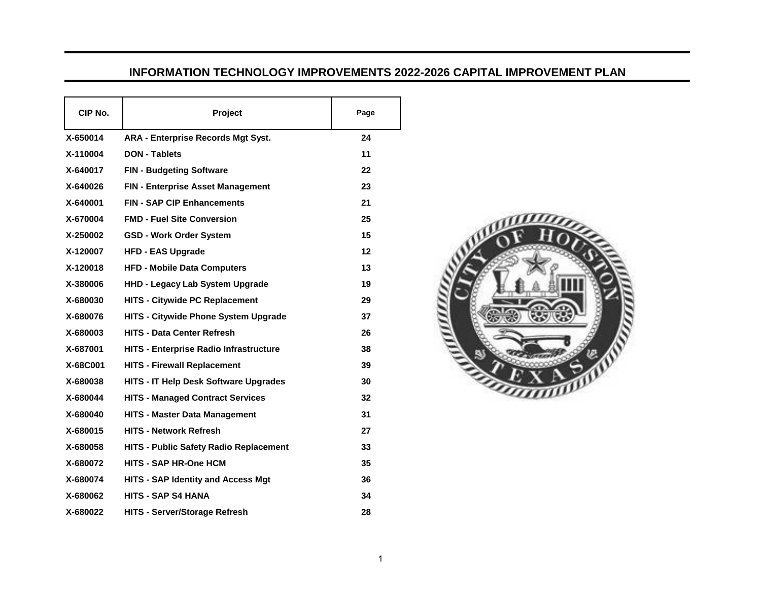# INFORMATION TECHNOLOGY IMPROVEMENTS 2022-2026 CAPITAL IMPROVEMENT PLAN

| CIP No. | Project | Page |
|---|---|---|
| X-650014 | ARA - Enterprise Records Mgt Syst. | 24 |
| X-110004 | DON - Tablets | 11 |
| X-640017 | FIN - Budgeting Software | 22 |
| X-640026 | FIN - Enterprise Asset Management | 23 |
| X-640001 | FIN - SAP CIP Enhancements | 21 |
| X-670004 | FMD - Fuel Site Conversion | 25 |
| X-250002 | GSD - Work Order System | 15 |
| X-120007 | HFD - EAS Upgrade | 12 |
| X-120018 | HFD - Mobile Data Computers | 13 |
| X-380006 | HHD - Legacy Lab System Upgrade | 19 |
| X-680030 | HITS - Citywide PC Replacement | 29 |
| X-680076 | HITS - Citywide Phone System Upgrade | 37 |
| X-680003 | HITS - Data Center Refresh | 26 |
| X-687001 | HITS - Enterprise Radio Infrastructure | 38 |
| X-68C001 | HITS - Firewall Replacement | 39 |
| X-680038 | HITS - IT Help Desk Software Upgrades | 30 |
| X-680044 | HITS - Managed Contract Services | 32 |
| X-680040 | HITS - Master Data Management | 31 |
| X-680015 | HITS - Network Refresh | 27 |
| X-680058 | HITS - Public Safety Radio Replacement | 33 |
| X-680072 | HITS - SAP HR-One HCM | 35 |
| X-680074 | HITS - SAP Identity and Access Mgt | 36 |
| X-680062 | HITS - SAP S4 HANA | 34 |
| X-680022 | HITS - Server/Storage Refresh | 28 |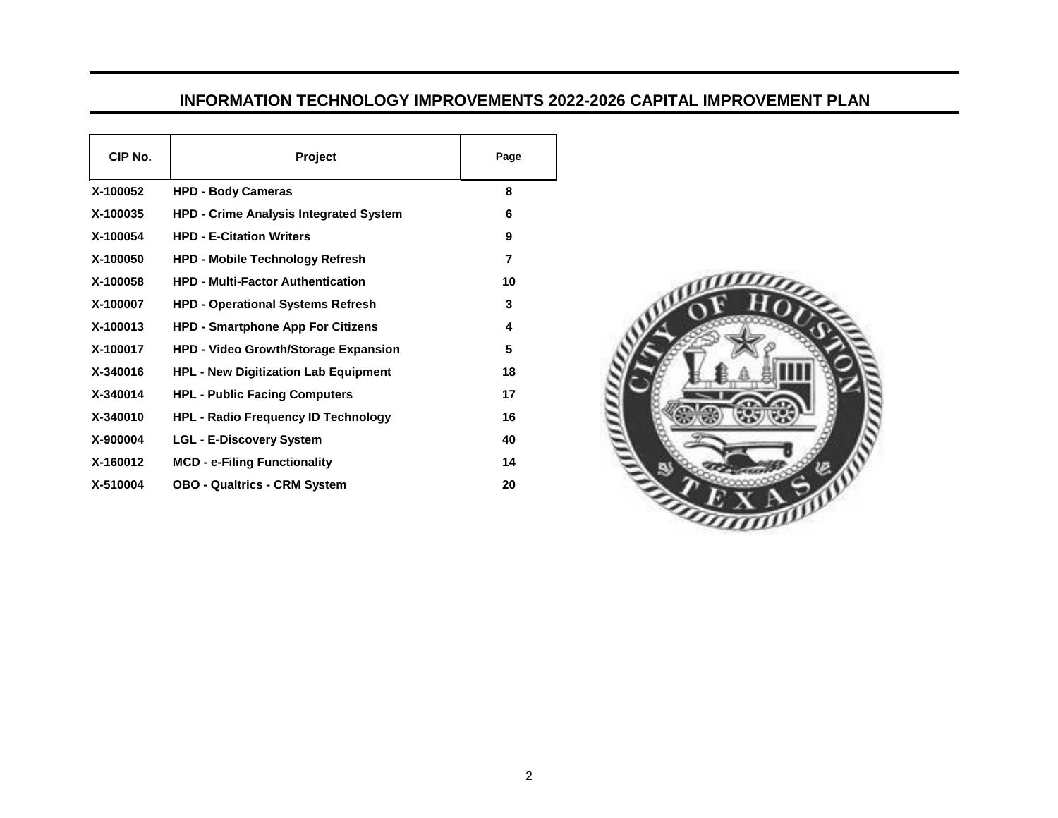## INFORMATION TECHNOLOGY IMPROVEMENTS 2022-2026 CAPITAL IMPROVEMENT PLAN

| CIP No. | Project | Page |
|---|---|---|
| X-100052 | HPD - Body Cameras | 8 |
| X-100035 | HPD - Crime Analysis Integrated System | 6 |
| X-100054 | HPD - E-Citation Writers | 9 |
| X-100050 | HPD - Mobile Technology Refresh | 7 |
| X-100058 | HPD - Multi-Factor Authentication | 10 |
| X-100007 | HPD - Operational Systems Refresh | 3 |
| X-100013 | HPD - Smartphone App For Citizens | 4 |
| X-100017 | HPD - Video Growth/Storage Expansion | 5 |
| X-340016 | HPL - New Digitization Lab Equipment | 18 |
| X-340014 | HPL - Public Facing Computers | 17 |
| X-340010 | HPL - Radio Frequency ID Technology | 16 |
| X-900004 | LGL - E-Discovery System | 40 |
| X-160012 | MCD - e-Filing Functionality | 14 |
| X-510004 | OBO - Qualtrics - CRM System | 20 |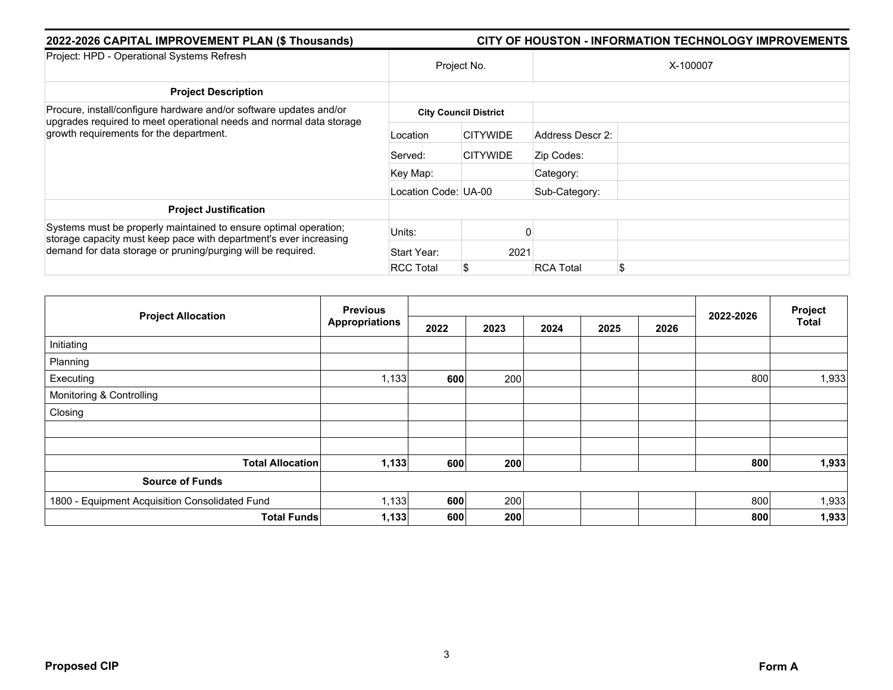**2022-2026 CAPITAL IMPROVEMENT PLAN ($ Thousands)** | **CITY OF HOUSTON - INFORMATION TECHNOLOGY IMPROVEMENTS**

| Project: HPD - Operational Systems Refresh | Project No. | | X-100007 | |
|---|---|---|---|---|
| **Project Description** | | | | |
| Procure, install/configure hardware and/or software updates and/or upgrades required to meet operational needs and normal data storage growth requirements for the department. | **City Council District** | | | |
| | Location | CITYWIDE | Address Descr 2: | |
| | Served: | CITYWIDE | Zip Codes: | |
| | Key Map: | | Category: | |
| | Location Code: | UA-00 | Sub-Category: | |
| **Project Justification** | | | | |
| Systems must be properly maintained to ensure optimal operation; storage capacity must keep pace with department's ever increasing demand for data storage or pruning/purging will be required. | Units: | 0 | | |
| | Start Year: | 2021 | | |
| | RCC Total | $ | RCA Total | $ |

| Project Allocation | Previous Appropriations | 2022 | 2023 | 2024 | 2025 | 2026 | 2022-2026 | Project Total |
|---|---|---|---|---|---|---|---|---|
| Initiating | | | | | | | | |
| Planning | | | | | | | | |
| Executing | 1,133 | **600** | 200 | | | | 800 | 1,933 |
| Monitoring & Controlling | | | | | | | | |
| Closing | | | | | | | | |
| | | | | | | | | |
| | | | | | | | | |
| **Total Allocation** | **1,133** | **600** | **200** | | | | **800** | **1,933** |
| **Source of Funds** | | | | | | | | |
| 1800 - Equipment Acquisition Consolidated Fund | 1,133 | **600** | 200 | | | | 800 | 1,933 |
| **Total Funds** | **1,133** | **600** | **200** | | | | **800** | **1,933** |

**Proposed CIP** | **Form A**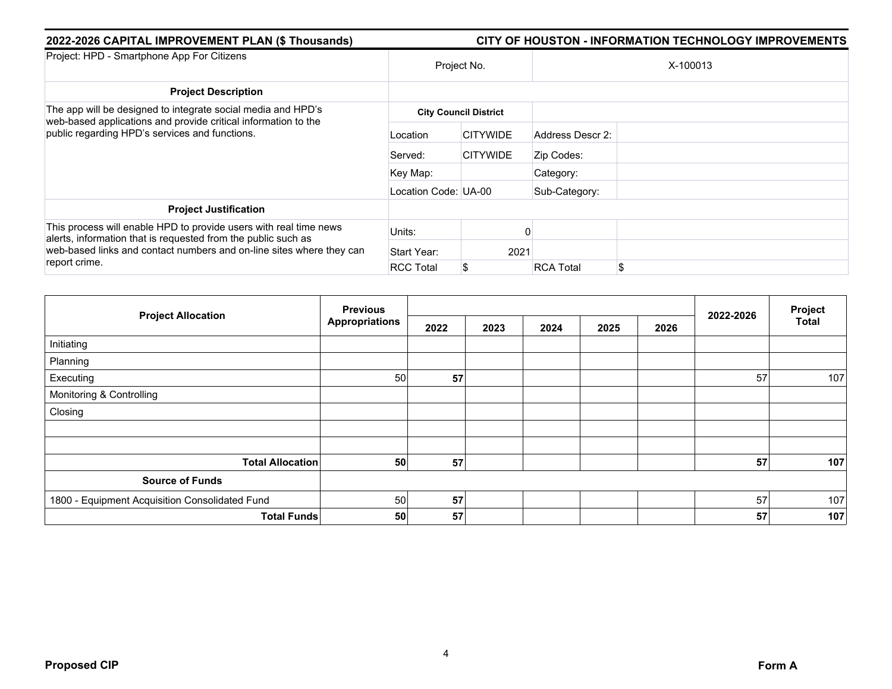## 2022-2026 CAPITAL IMPROVEMENT PLAN ($ Thousands)

## CITY OF HOUSTON - INFORMATION TECHNOLOGY IMPROVEMENTS

| Project: HPD - Smartphone App For Citizens | Project No. | | X-100013 | |
|---|---|---|---|---|
| **Project Description** | | | | |
| The app will be designed to integrate social media and HPD's web-based applications and provide critical information to the public regarding HPD's services and functions. | **City Council District** | | | |
| | Location | CITYWIDE | Address Descr 2: | |
| | Served: | CITYWIDE | Zip Codes: | |
| | Key Map: | | Category: | |
| | Location Code: | UA-00 | Sub-Category: | |
| **Project Justification** | | | | |
| This process will enable HPD to provide users with real time news alerts, information that is requested from the public such as web-based links and contact numbers and on-line sites where they can report crime. | Units: | 0 | | |
| | Start Year: | 2021 | | |
| | RCC Total | $ | RCA Total | $ |

| Project Allocation | Previous Appropriations | 2022 | 2023 | 2024 | 2025 | 2026 | 2022-2026 | Project Total |
|---|---|---|---|---|---|---|---|---|
| Initiating | | | | | | | | |
| Planning | | | | | | | | |
| Executing | 50 | **57** | | | | | 57 | 107 |
| Monitoring & Controlling | | | | | | | | |
| Closing | | | | | | | | |
| | | | | | | | | |
| | | | | | | | | |
| **Total Allocation** | **50** | **57** | | | | | **57** | **107** |
| **Source of Funds** | | | | | | | | |
| 1800 - Equipment Acquisition Consolidated Fund | 50 | **57** | | | | | 57 | 107 |
| **Total Funds** | **50** | **57** | | | | | **57** | **107** |

**Proposed CIP** **Form A**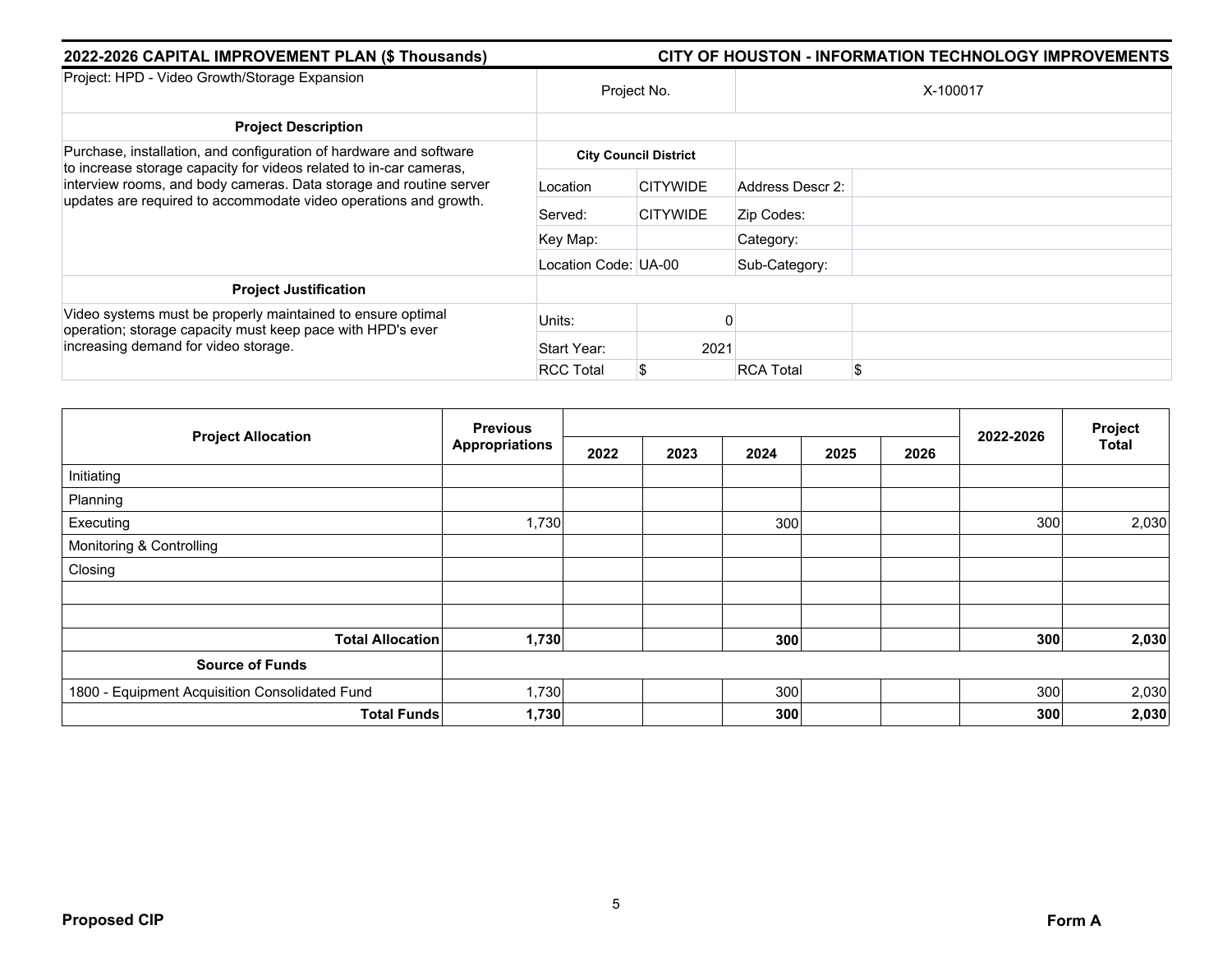## 2022-2026 CAPITAL IMPROVEMENT PLAN ($ Thousands)

## CITY OF HOUSTON - INFORMATION TECHNOLOGY IMPROVEMENTS

| Project: HPD - Video Growth/Storage Expansion | Project No. | | X-100017 | |
|---|---|---|---|---|
| **Project Description** | | | | |
| Purchase, installation, and configuration of hardware and software to increase storage capacity for videos related to in-car cameras, interview rooms, and body cameras. Data storage and routine server updates are required to accommodate video operations and growth. | **City Council District** | | | |
| | Location | CITYWIDE | Address Descr 2: | |
| | Served: | CITYWIDE | Zip Codes: | |
| | Key Map: | | Category: | |
| | Location Code: | UA-00 | Sub-Category: | |
| **Project Justification** | | | | |
| Video systems must be properly maintained to ensure optimal operation; storage capacity must keep pace with HPD's ever increasing demand for video storage. | Units: | 0 | | |
| | Start Year: | 2021 | | |
| | RCC Total | $ | RCA Total | $ |

| Project Allocation | Previous Appropriations | 2022 | 2023 | 2024 | 2025 | 2026 | 2022-2026 | Project Total |
|---|---|---|---|---|---|---|---|---|
| Initiating | | | | | | | | |
| Planning | | | | | | | | |
| Executing | 1,730 | | | 300 | | | 300 | 2,030 |
| Monitoring & Controlling | | | | | | | | |
| Closing | | | | | | | | |
| | | | | | | | | |
| | | | | | | | | |
| **Total Allocation** | **1,730** | | | **300** | | | **300** | **2,030** |
| **Source of Funds** | | | | | | | | |
| 1800 - Equipment Acquisition Consolidated Fund | 1,730 | | | 300 | | | 300 | 2,030 |
| **Total Funds** | **1,730** | | | **300** | | | **300** | **2,030** |

**Proposed CIP** **Form A**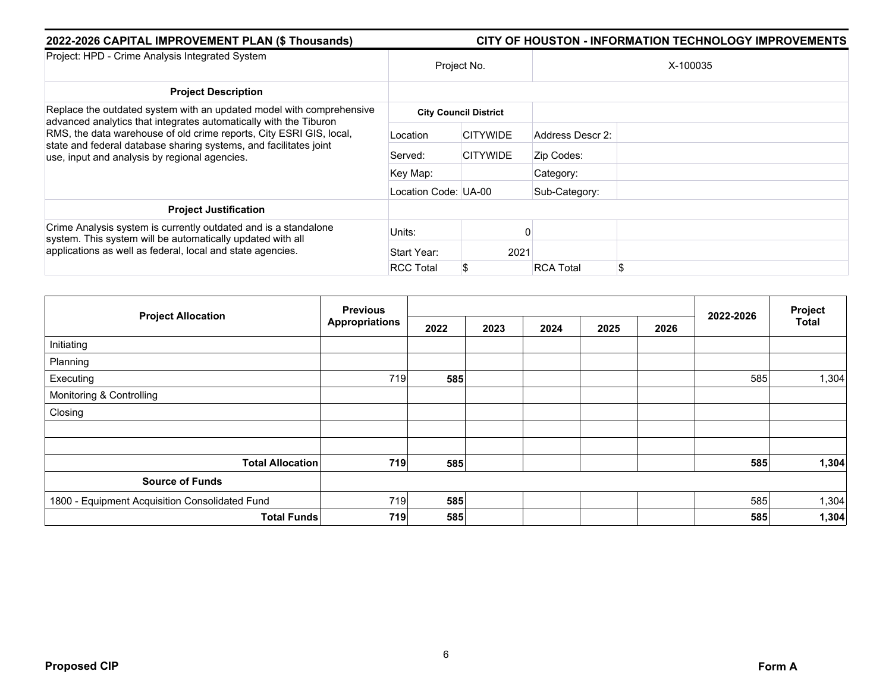## 2022-2026 CAPITAL IMPROVEMENT PLAN ($ Thousands)

## CITY OF HOUSTON - INFORMATION TECHNOLOGY IMPROVEMENTS

| Project: HPD - Crime Analysis Integrated System | Project No. | | X-100035 | |
|---|---|---|---|---|
| **Project Description** | | | | |
| Replace the outdated system with an updated model with comprehensive advanced analytics that integrates automatically with the Tiburon RMS, the data warehouse of old crime reports, City ESRI GIS, local, state and federal database sharing systems, and facilitates joint use, input and analysis by regional agencies. | **City Council District** | | | |
| | Location | CITYWIDE | Address Descr 2: | |
| | Served: | CITYWIDE | Zip Codes: | |
| | Key Map: | | Category: | |
| | Location Code: | UA-00 | Sub-Category: | |
| **Project Justification** | | | | |
| Crime Analysis system is currently outdated and is a standalone system. This system will be automatically updated with all applications as well as federal, local and state agencies. | Units: | 0 | | |
| | Start Year: | 2021 | | |
| | RCC Total | $ | RCA Total | $ |

| Project Allocation | Previous Appropriations | 2022 | 2023 | 2024 | 2025 | 2026 | 2022-2026 | Project Total |
|---|---|---|---|---|---|---|---|---|
| Initiating | | | | | | | | |
| Planning | | | | | | | | |
| Executing | 719 | **585** | | | | | 585 | 1,304 |
| Monitoring & Controlling | | | | | | | | |
| Closing | | | | | | | | |
| | | | | | | | | |
| | | | | | | | | |
| **Total Allocation** | **719** | **585** | | | | | **585** | **1,304** |
| **Source of Funds** | | | | | | | | |
| 1800 - Equipment Acquisition Consolidated Fund | 719 | **585** | | | | | 585 | 1,304 |
| **Total Funds** | **719** | **585** | | | | | **585** | **1,304** |

**Proposed CIP** **Form A**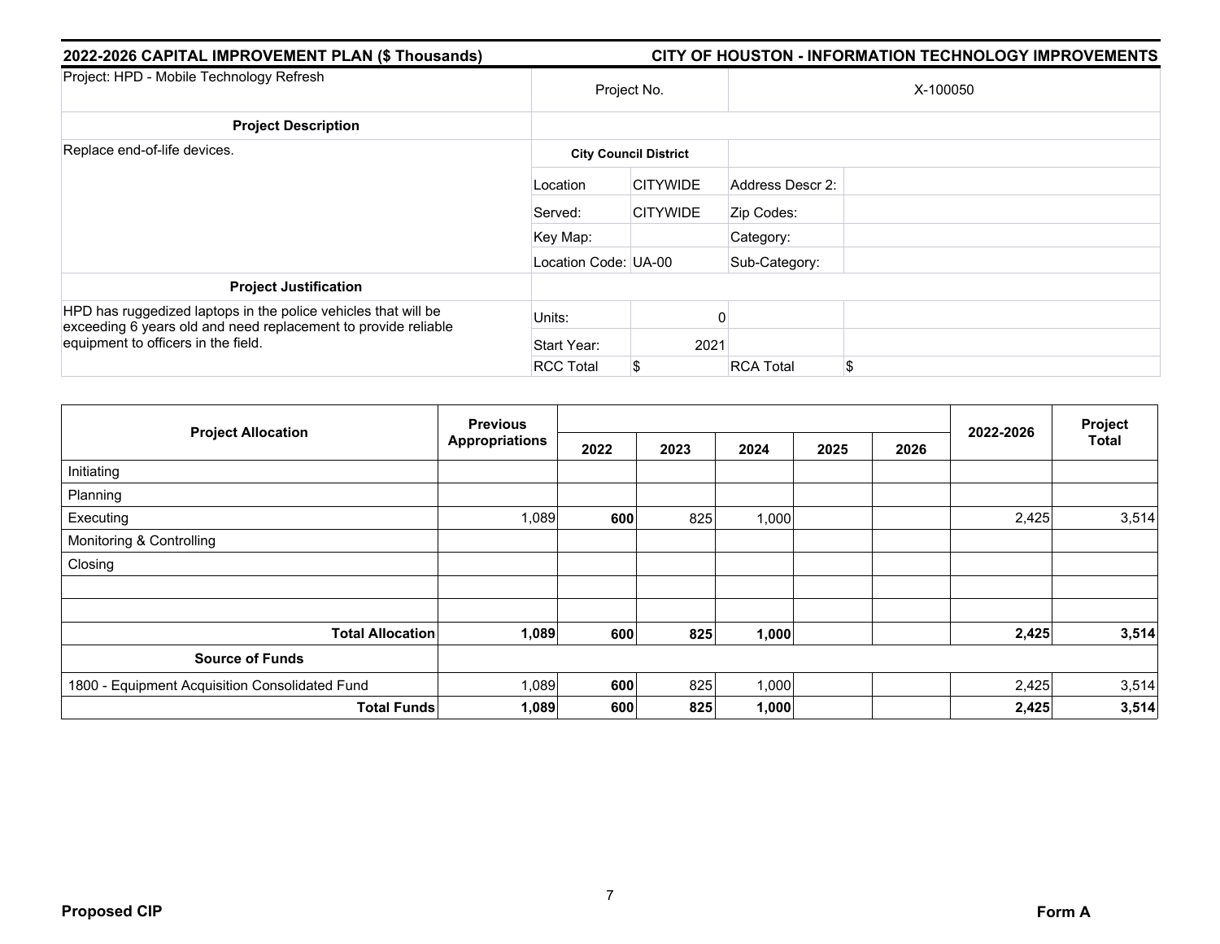## 2022-2026 CAPITAL IMPROVEMENT PLAN ($ Thousands)

## CITY OF HOUSTON - INFORMATION TECHNOLOGY IMPROVEMENTS

| Project: HPD - Mobile Technology Refresh | Project No. | | X-100050 | |
|---|---|---|---|---|
| **Project Description** | | | | |
| Replace end-of-life devices. | **City Council District** | | | |
| | Location | CITYWIDE | Address Descr 2: | |
| | Served: | CITYWIDE | Zip Codes: | |
| | Key Map: | | Category: | |
| | Location Code: | UA-00 | Sub-Category: | |
| **Project Justification** | | | | |
| HPD has ruggedized laptops in the police vehicles that will be exceeding 6 years old and need replacement to provide reliable equipment to officers in the field. | Units: | 0 | | |
| | Start Year: | 2021 | | |
| | RCC Total | $ | RCA Total | $ |

| Project Allocation | Previous Appropriations | 2022 | 2023 | 2024 | 2025 | 2026 | 2022-2026 | Project Total |
|---|---|---|---|---|---|---|---|---|
| Initiating | | | | | | | | |
| Planning | | | | | | | | |
| Executing | 1,089 | **600** | 825 | 1,000 | | | 2,425 | 3,514 |
| Monitoring & Controlling | | | | | | | | |
| Closing | | | | | | | | |
| | | | | | | | | |
| | | | | | | | | |
| **Total Allocation** | **1,089** | **600** | **825** | **1,000** | | | **2,425** | **3,514** |
| **Source of Funds** | | | | | | | | |
| 1800 - Equipment Acquisition Consolidated Fund | 1,089 | **600** | 825 | 1,000 | | | 2,425 | 3,514 |
| **Total Funds** | **1,089** | **600** | **825** | **1,000** | | | **2,425** | **3,514** |

**Proposed CIP**

**Form A**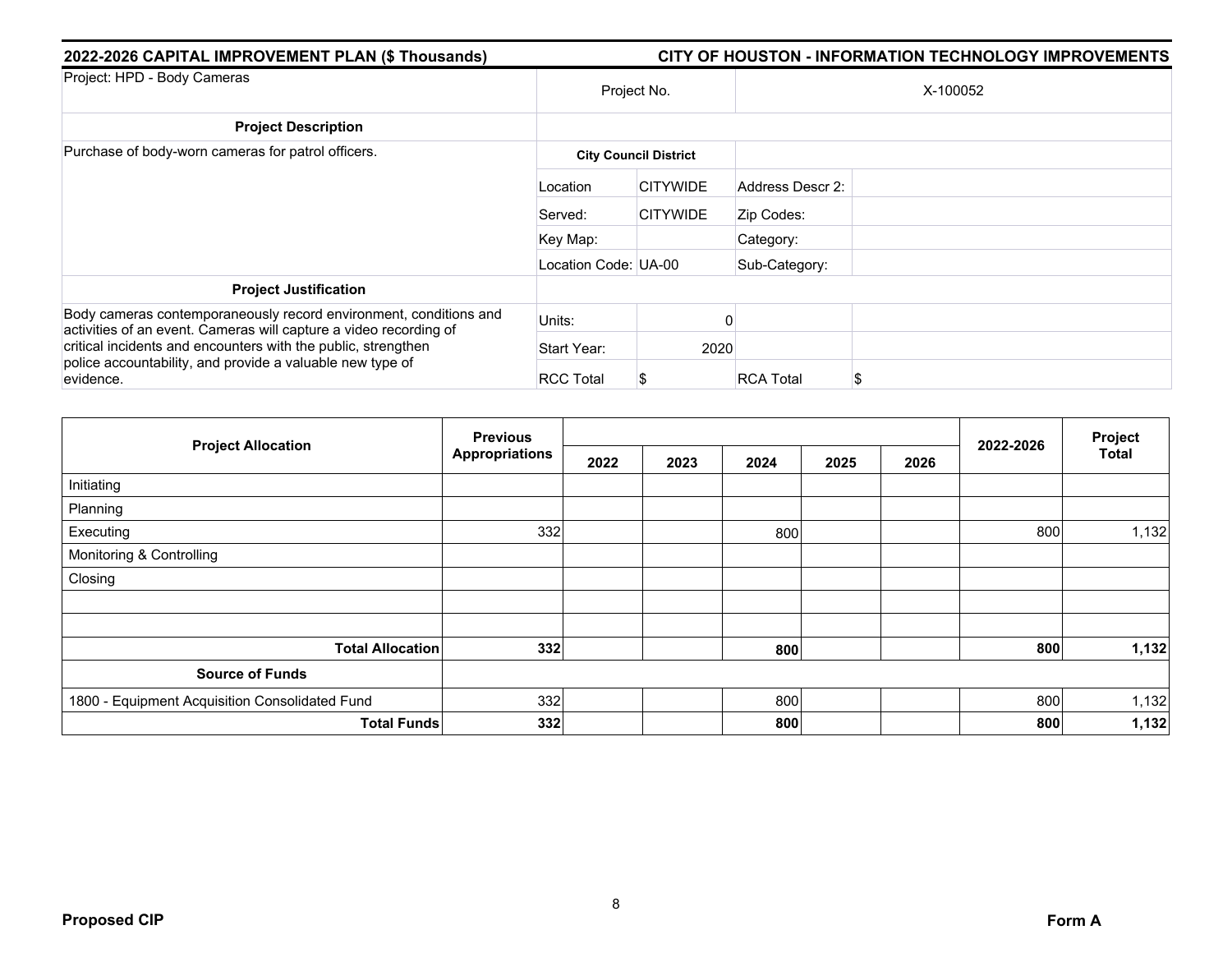**2022-2026 CAPITAL IMPROVEMENT PLAN ($ Thousands)** | **CITY OF HOUSTON - INFORMATION TECHNOLOGY IMPROVEMENTS**

| | | | | |
|---|---|---|---|---|
| Project: HPD - Body Cameras | Project No. | | X-100052 | |
| **Project Description** | | | | |
| Purchase of body-worn cameras for patrol officers. | **City Council District** | | | |
| | Location | CITYWIDE | Address Descr 2: | |
| | Served: | CITYWIDE | Zip Codes: | |
| | Key Map: | | Category: | |
| | Location Code: UA-00 | | Sub-Category: | |
| **Project Justification** | | | | |
| Body cameras contemporaneously record environment, conditions and activities of an event. Cameras will capture a video recording of critical incidents and encounters with the public, strengthen police accountability, and provide a valuable new type of evidence. | Units: | 0 | | |
| | Start Year: | 2020 | | |
| | RCC Total | $ | RCA Total | $ |

| Project Allocation | Previous Appropriations | 2022 | 2023 | 2024 | 2025 | 2026 | 2022-2026 | Project Total |
|---|---|---|---|---|---|---|---|---|
| Initiating | | | | | | | | |
| Planning | | | | | | | | |
| Executing | 332 | | | 800 | | | 800 | 1,132 |
| Monitoring & Controlling | | | | | | | | |
| Closing | | | | | | | | |
| | | | | | | | | |
| | | | | | | | | |
| **Total Allocation** | **332** | | | **800** | | | **800** | **1,132** |
| **Source of Funds** | | | | | | | | |
| 1800 - Equipment Acquisition Consolidated Fund | 332 | | | 800 | | | 800 | 1,132 |
| **Total Funds** | **332** | | | **800** | | | **800** | **1,132** |

**Proposed CIP** | **Form A**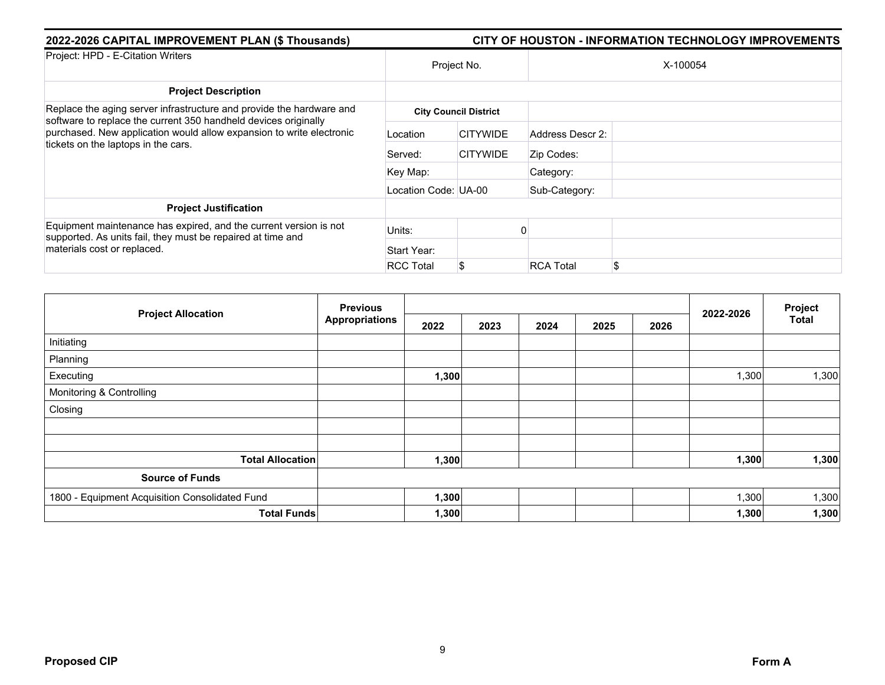**2022-2026 CAPITAL IMPROVEMENT PLAN ($ Thousands)** | **CITY OF HOUSTON - INFORMATION TECHNOLOGY IMPROVEMENTS**

| Project: HPD - E-Citation Writers | Project No. | | X-100054 | |
|---|---|---|---|---|
| **Project Description** | | | | |
| Replace the aging server infrastructure and provide the hardware and software to replace the current 350 handheld devices originally purchased. New application would allow expansion to write electronic tickets on the laptops in the cars. | **City Council District** | | | |
| | Location | CITYWIDE | Address Descr 2: | |
| | Served: | CITYWIDE | Zip Codes: | |
| | Key Map: | | Category: | |
| | Location Code: | UA-00 | Sub-Category: | |
| **Project Justification** | | | | |
| Equipment maintenance has expired, and the current version is not supported. As units fail, they must be repaired at time and materials cost or replaced. | Units: | 0 | | |
| | Start Year: | | | |
| | RCC Total | $ | RCA Total | $ |

| Project Allocation | Previous Appropriations | 2022 | 2023 | 2024 | 2025 | 2026 | 2022-2026 | Project Total |
|---|---|---|---|---|---|---|---|---|
| Initiating | | | | | | | | |
| Planning | | | | | | | | |
| Executing | | **1,300** | | | | | 1,300 | 1,300 |
| Monitoring & Controlling | | | | | | | | |
| Closing | | | | | | | | |
| | | | | | | | | |
| | | | | | | | | |
| **Total Allocation** | | **1,300** | | | | | **1,300** | **1,300** |
| **Source of Funds** | | | | | | | | |
| 1800 - Equipment Acquisition Consolidated Fund | | **1,300** | | | | | 1,300 | 1,300 |
| **Total Funds** | | **1,300** | | | | | **1,300** | **1,300** |

**Proposed CIP** | **Form A**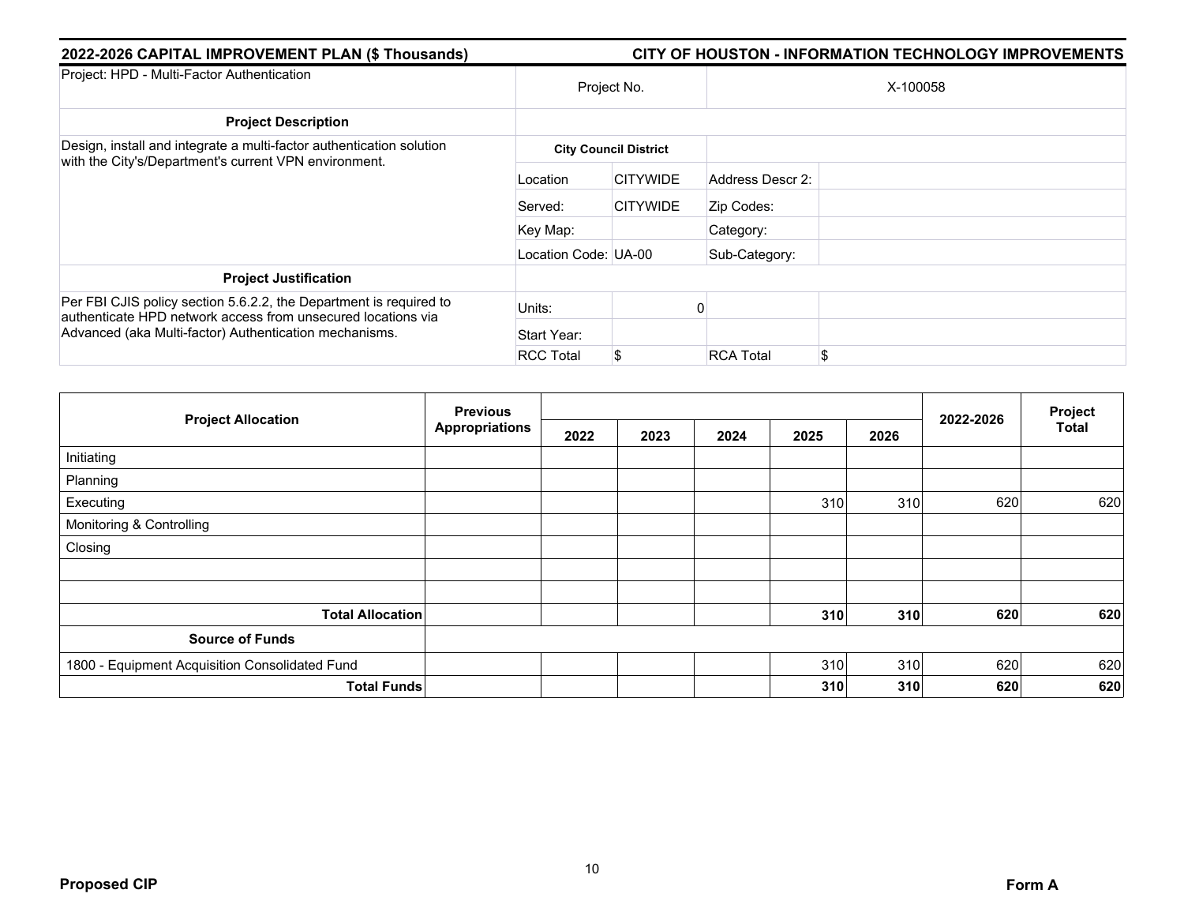**2022-2026 CAPITAL IMPROVEMENT PLAN ($ Thousands)** **CITY OF HOUSTON - INFORMATION TECHNOLOGY IMPROVEMENTS**

| | | | | |
|---|---|---|---|---|
| Project: HPD - Multi-Factor Authentication | Project No. | | X-100058 | |
| **Project Description** | | | | |
| Design, install and integrate a multi-factor authentication solution with the City's/Department's current VPN environment. | **City Council District** | | | |
| | Location | CITYWIDE | Address Descr 2: | |
| | Served: | CITYWIDE | Zip Codes: | |
| | Key Map: | | Category: | |
| | Location Code: UA-00 | | Sub-Category: | |
| **Project Justification** | | | | |
| Per FBI CJIS policy section 5.6.2.2, the Department is required to authenticate HPD network access from unsecured locations via Advanced (aka Multi-factor) Authentication mechanisms. | Units: | 0 | | |
| | Start Year: | | | |
| | RCC Total | $ | RCA Total | $ |

| Project Allocation | Previous Appropriations | 2022 | 2023 | 2024 | 2025 | 2026 | 2022-2026 | Project Total |
|---|---|---|---|---|---|---|---|---|
| Initiating | | | | | | | | |
| Planning | | | | | | | | |
| Executing | | | | | 310 | 310 | 620 | 620 |
| Monitoring & Controlling | | | | | | | | |
| Closing | | | | | | | | |
| | | | | | | | | |
| | | | | | | | | |
| **Total Allocation** | | | | | **310** | **310** | **620** | **620** |
| **Source of Funds** | | | | | | | | |
| 1800 - Equipment Acquisition Consolidated Fund | | | | | 310 | 310 | 620 | 620 |
| **Total Funds** | | | | | **310** | **310** | **620** | **620** |

**Proposed CIP** **Form A**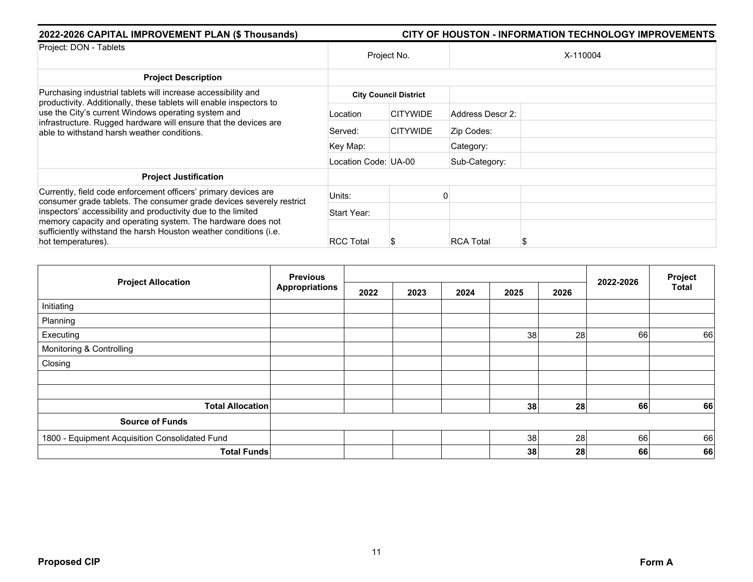## 2022-2026 CAPITAL IMPROVEMENT PLAN ($ Thousands)

## CITY OF HOUSTON - INFORMATION TECHNOLOGY IMPROVEMENTS

| Project: DON - Tablets | Project No. | X-110004 | | |
|---|---|---|---|---|
| **Project Description** | | | | |
| Purchasing industrial tablets will increase accessibility and productivity. Additionally, these tablets will enable inspectors to use the City's current Windows operating system and infrastructure. Rugged hardware will ensure that the devices are able to withstand harsh weather conditions. | **City Council District** | | | |
| | Location | CITYWIDE | Address Descr 2: | |
| | Served: | CITYWIDE | Zip Codes: | |
| | Key Map: | | Category: | |
| | Location Code: UA-00 | | Sub-Category: | |
| **Project Justification** | | | | |
| Currently, field code enforcement officers' primary devices are consumer grade tablets. The consumer grade devices severely restrict inspectors' accessibility and productivity due to the limited memory capacity and operating system. The hardware does not sufficiently withstand the harsh Houston weather conditions (i.e. hot temperatures). | Units: | 0 | | |
| | Start Year: | | | |
| | RCC Total | $ | RCA Total | $ |

| Project Allocation | Previous Appropriations | 2022 | 2023 | 2024 | 2025 | 2026 | 2022-2026 | Project Total |
|---|---|---|---|---|---|---|---|---|
| Initiating | | | | | | | | |
| Planning | | | | | | | | |
| Executing | | | | | 38 | 28 | 66 | 66 |
| Monitoring & Controlling | | | | | | | | |
| Closing | | | | | | | | |
| | | | | | | | | |
| | | | | | | | | |
| **Total Allocation** | | | | | **38** | **28** | **66** | **66** |
| **Source of Funds** | | | | | | | | |
| 1800 - Equipment Acquisition Consolidated Fund | | | | | 38 | 28 | 66 | 66 |
| **Total Funds** | | | | | **38** | **28** | **66** | **66** |

**Proposed CIP**

**Form A**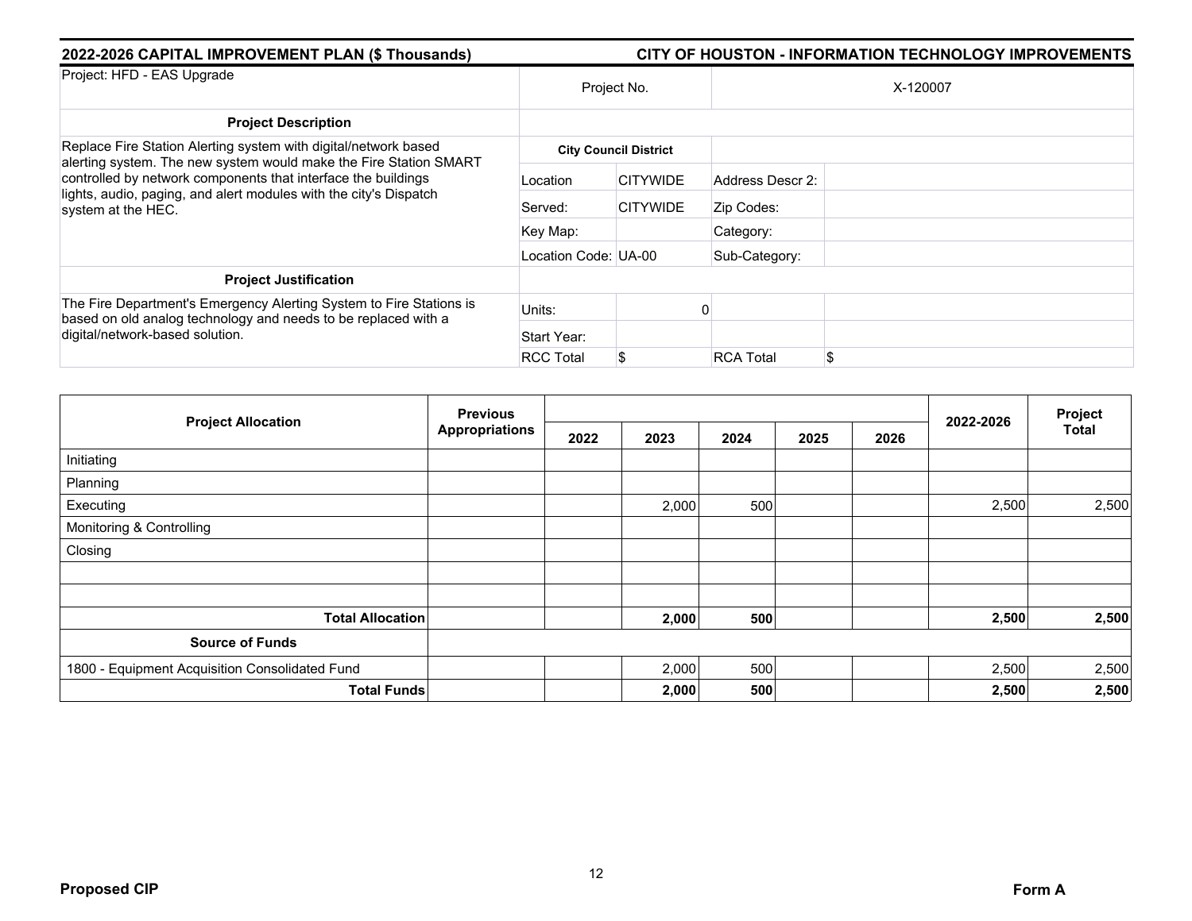## 2022-2026 CAPITAL IMPROVEMENT PLAN ($ Thousands)

## CITY OF HOUSTON - INFORMATION TECHNOLOGY IMPROVEMENTS

| Project: HFD - EAS Upgrade | Project No. | | X-120007 | |
|---|---|---|---|---|
| **Project Description** | | | | |
| Replace Fire Station Alerting system with digital/network based alerting system. The new system would make the Fire Station SMART controlled by network components that interface the buildings lights, audio, paging, and alert modules with the city's Dispatch system at the HEC. | **City Council District** | | | |
| | Location | CITYWIDE | Address Descr 2: | |
| | Served: | CITYWIDE | Zip Codes: | |
| | Key Map: | | Category: | |
| | Location Code: | UA-00 | Sub-Category: | |
| **Project Justification** | | | | |
| The Fire Department's Emergency Alerting System to Fire Stations is based on old analog technology and needs to be replaced with a digital/network-based solution. | Units: | 0 | | |
| | Start Year: | | | |
| | RCC Total | $ | RCA Total | $ |

| Project Allocation | Previous Appropriations | 2022 | 2023 | 2024 | 2025 | 2026 | 2022-2026 | Project Total |
|---|---|---|---|---|---|---|---|---|
| Initiating | | | | | | | | |
| Planning | | | | | | | | |
| Executing | | | 2,000 | 500 | | | 2,500 | 2,500 |
| Monitoring & Controlling | | | | | | | | |
| Closing | | | | | | | | |
| | | | | | | | | |
| | | | | | | | | |
| **Total Allocation** | | | **2,000** | **500** | | | **2,500** | **2,500** |
| **Source of Funds** | | | | | | | | |
| 1800 - Equipment Acquisition Consolidated Fund | | | 2,000 | 500 | | | 2,500 | 2,500 |
| **Total Funds** | | | **2,000** | **500** | | | **2,500** | **2,500** |

**Proposed CIP**

**Form A**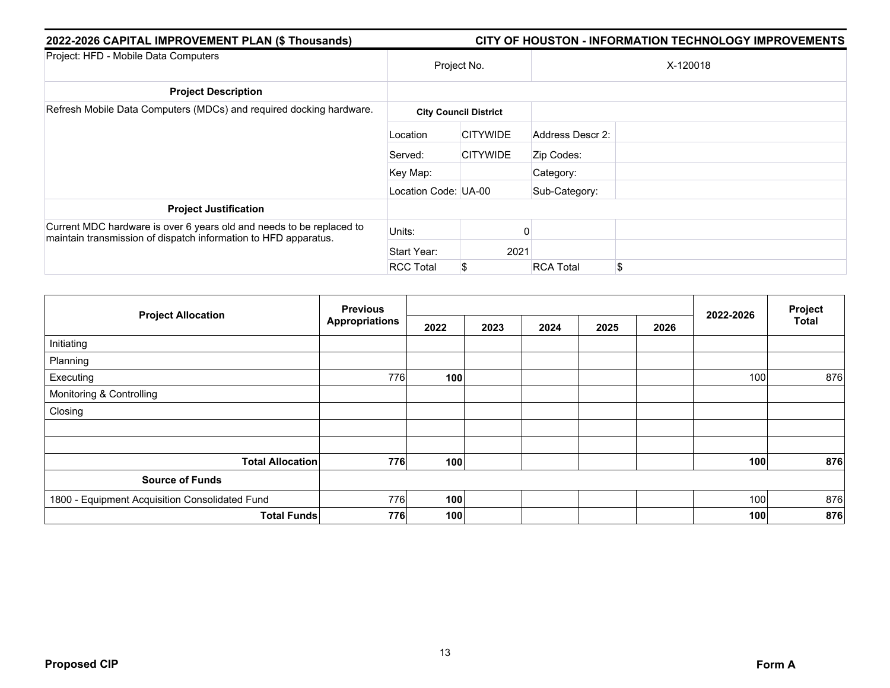**2022-2026 CAPITAL IMPROVEMENT PLAN ($ Thousands)** **CITY OF HOUSTON - INFORMATION TECHNOLOGY IMPROVEMENTS**

| | | | | |
|---|---|---|---|---|
| Project: HFD - Mobile Data Computers | Project No. | | X-120018 | |
| **Project Description** | | | | |
| Refresh Mobile Data Computers (MDCs) and required docking hardware. | **City Council District** | | | |
| | Location | CITYWIDE | Address Descr 2: | |
| | Served: | CITYWIDE | Zip Codes: | |
| | Key Map: | | Category: | |
| | Location Code: | UA-00 | Sub-Category: | |
| **Project Justification** | | | | |
| Current MDC hardware is over 6 years old and needs to be replaced to maintain transmission of dispatch information to HFD apparatus. | Units: | 0 | | |
| | Start Year: | 2021 | | |
| | RCC Total | $ | RCA Total | $ |

| Project Allocation | Previous Appropriations | 2022 | 2023 | 2024 | 2025 | 2026 | 2022-2026 | Project Total |
|---|---|---|---|---|---|---|---|---|
| Initiating | | | | | | | | |
| Planning | | | | | | | | |
| Executing | 776 | **100** | | | | | 100 | 876 |
| Monitoring & Controlling | | | | | | | | |
| Closing | | | | | | | | |
| | | | | | | | | |
| | | | | | | | | |
| **Total Allocation** | **776** | **100** | | | | | **100** | **876** |
| **Source of Funds** | | | | | | | | |
| 1800 - Equipment Acquisition Consolidated Fund | 776 | **100** | | | | | 100 | 876 |
| **Total Funds** | **776** | **100** | | | | | **100** | **876** |

**Proposed CIP** **Form A**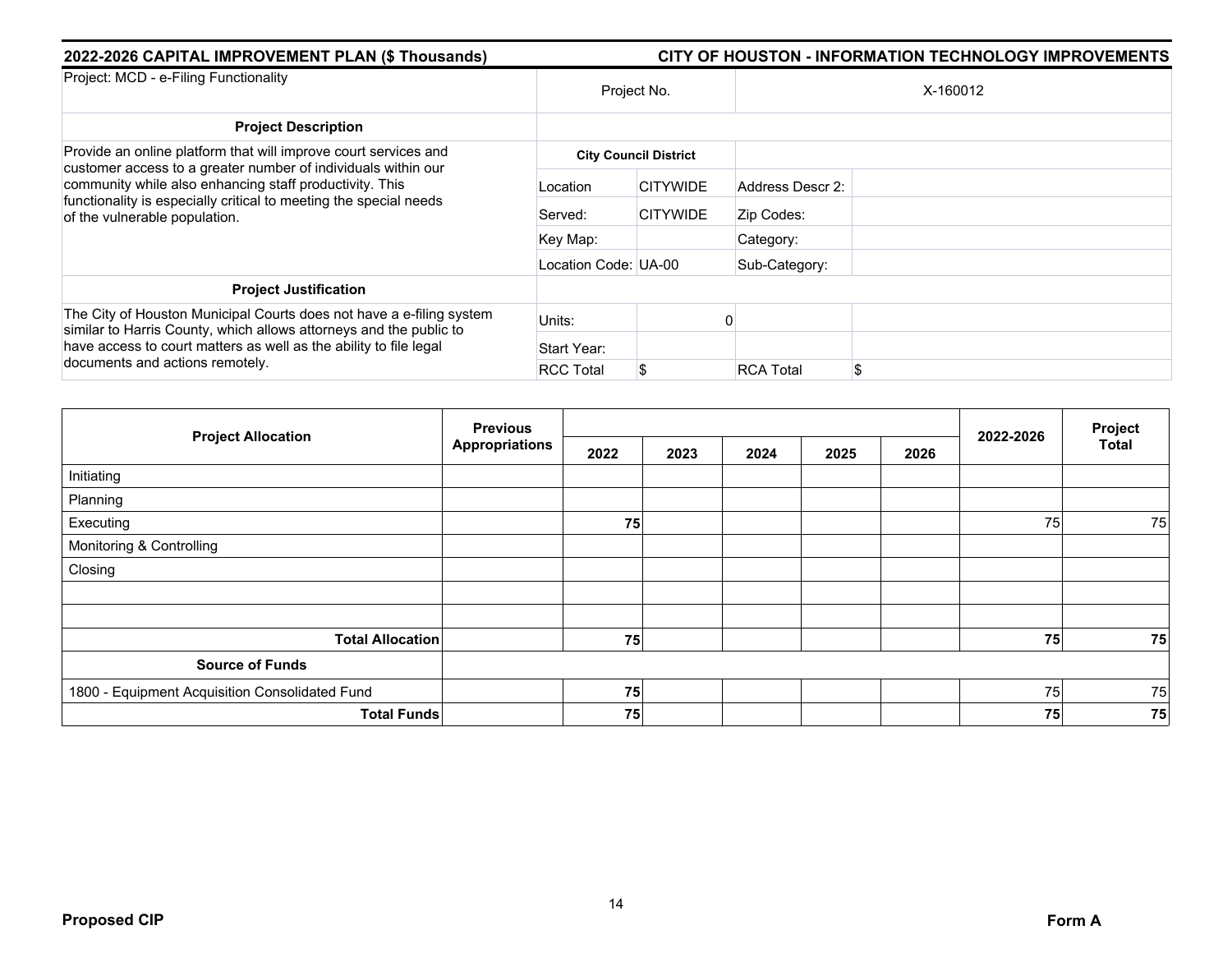**2022-2026 CAPITAL IMPROVEMENT PLAN ($ Thousands)** **CITY OF HOUSTON - INFORMATION TECHNOLOGY IMPROVEMENTS**

| Project: MCD - e-Filing Functionality | Project No. | | X-160012 | |
|---|---|---|---|---|
| **Project Description** | | | | |
| Provide an online platform that will improve court services and customer access to a greater number of individuals within our community while also enhancing staff productivity. This functionality is especially critical to meeting the special needs of the vulnerable population. | **City Council District** | | | |
| | Location | CITYWIDE | Address Descr 2: | |
| | Served: | CITYWIDE | Zip Codes: | |
| | Key Map: | | Category: | |
| | Location Code: | UA-00 | Sub-Category: | |
| **Project Justification** | | | | |
| The City of Houston Municipal Courts does not have a e-filing system similar to Harris County, which allows attorneys and the public to have access to court matters as well as the ability to file legal documents and actions remotely. | Units: | 0 | | |
| | Start Year: | | | |
| | RCC Total | $ | RCA Total | $ |

| Project Allocation | Previous Appropriations | 2022 | 2023 | 2024 | 2025 | 2026 | 2022-2026 | Project Total |
|---|---|---|---|---|---|---|---|---|
| Initiating | | | | | | | | |
| Planning | | | | | | | | |
| Executing | | **75** | | | | | 75 | 75 |
| Monitoring & Controlling | | | | | | | | |
| Closing | | | | | | | | |
| | | | | | | | | |
| | | | | | | | | |
| **Total Allocation** | | **75** | | | | | **75** | **75** |
| **Source of Funds** | | | | | | | | |
| 1800 - Equipment Acquisition Consolidated Fund | | **75** | | | | | 75 | 75 |
| **Total Funds** | | **75** | | | | | **75** | **75** |

**Proposed CIP** **Form A**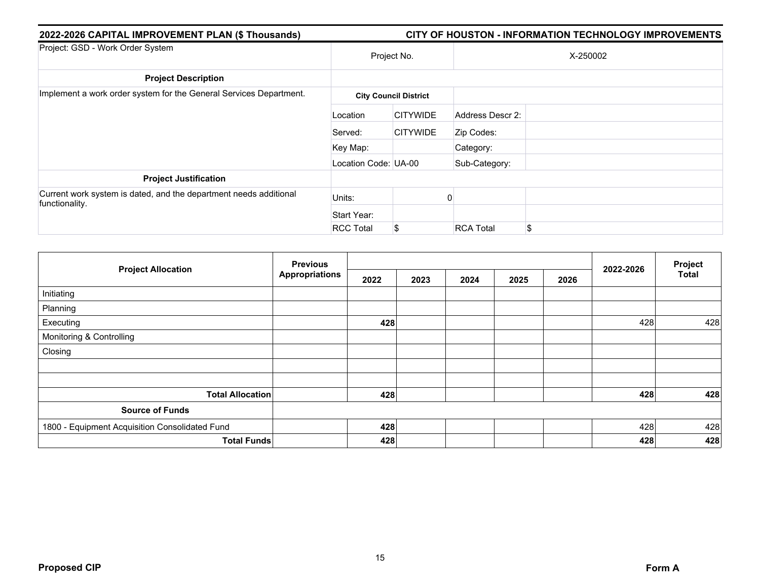**2022-2026 CAPITAL IMPROVEMENT PLAN ($ Thousands)** | **CITY OF HOUSTON - INFORMATION TECHNOLOGY IMPROVEMENTS**

| | | | | |
|---|---|---|---|---|
| Project: GSD - Work Order System | Project No. | | X-250002 | |
| **Project Description** | | | | |
| Implement a work order system for the General Services Department. | **City Council District** | | | |
| | Location | CITYWIDE | Address Descr 2: | |
| | Served: | CITYWIDE | Zip Codes: | |
| | Key Map: | | Category: | |
| | Location Code: | UA-00 | Sub-Category: | |
| **Project Justification** | | | | |
| Current work system is dated, and the department needs additional functionality. | Units: | 0 | | |
| | Start Year: | | | |
| | RCC Total | $ | RCA Total | $ |

| Project Allocation | Previous Appropriations | 2022 | 2023 | 2024 | 2025 | 2026 | 2022-2026 | Project Total |
|---|---|---|---|---|---|---|---|---|
| Initiating | | | | | | | | |
| Planning | | | | | | | | |
| Executing | | **428** | | | | | 428 | 428 |
| Monitoring & Controlling | | | | | | | | |
| Closing | | | | | | | | |
| | | | | | | | | |
| | | | | | | | | |
| **Total Allocation** | | **428** | | | | | **428** | **428** |
| **Source of Funds** | | | | | | | | |
| 1800 - Equipment Acquisition Consolidated Fund | | **428** | | | | | 428 | 428 |
| **Total Funds** | | **428** | | | | | **428** | **428** |

**Proposed CIP** | **Form A**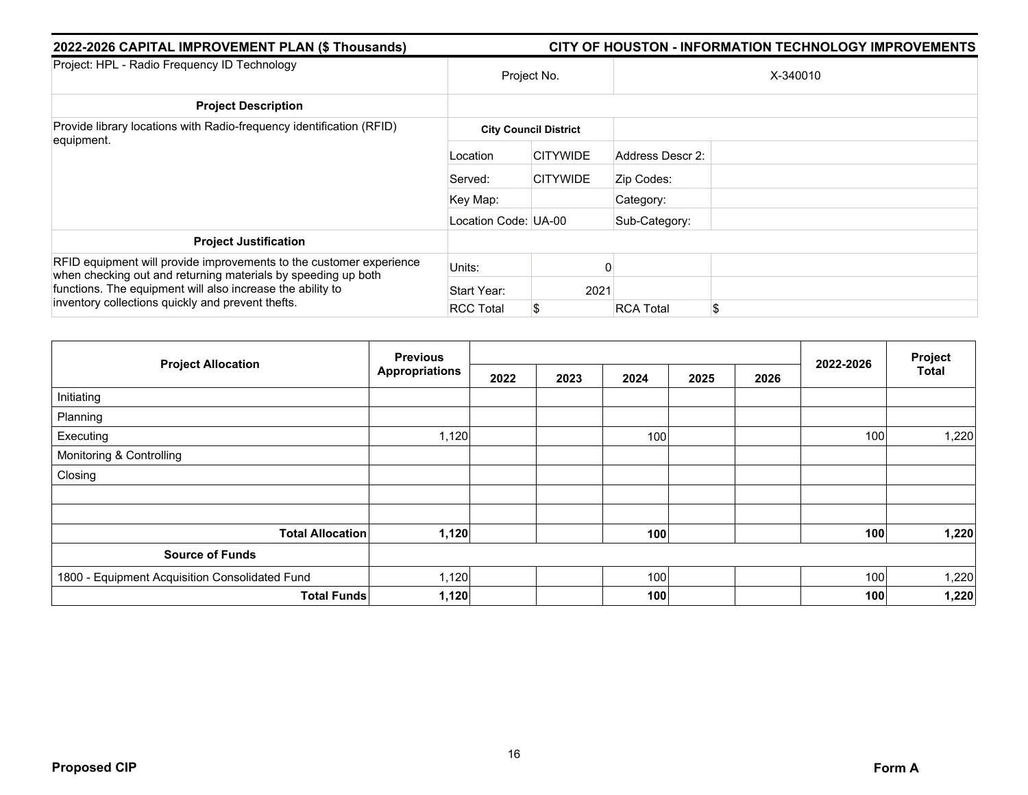**2022-2026 CAPITAL IMPROVEMENT PLAN ($ Thousands)** | **CITY OF HOUSTON - INFORMATION TECHNOLOGY IMPROVEMENTS**

| Project: HPL - Radio Frequency ID Technology | Project No. | | X-340010 | |
|---|---|---|---|---|
| **Project Description** | | | | |
| Provide library locations with Radio-frequency identification (RFID) equipment. | **City Council District** | | | |
| | Location | CITYWIDE | Address Descr 2: | |
| | Served: | CITYWIDE | Zip Codes: | |
| | Key Map: | | Category: | |
| | Location Code: | UA-00 | Sub-Category: | |
| **Project Justification** | | | | |
| RFID equipment will provide improvements to the customer experience when checking out and returning materials by speeding up both functions. The equipment will also increase the ability to inventory collections quickly and prevent thefts. | Units: | 0 | | |
| | Start Year: | 2021 | | |
| | RCC Total | $ | RCA Total | $ |

| Project Allocation | Previous Appropriations | 2022 | 2023 | 2024 | 2025 | 2026 | 2022-2026 | Project Total |
|---|---|---|---|---|---|---|---|---|
| Initiating | | | | | | | | |
| Planning | | | | | | | | |
| Executing | 1,120 | | | 100 | | | 100 | 1,220 |
| Monitoring & Controlling | | | | | | | | |
| Closing | | | | | | | | |
| | | | | | | | | |
| | | | | | | | | |
| **Total Allocation** | **1,120** | | | **100** | | | **100** | **1,220** |
| **Source of Funds** | | | | | | | | |
| 1800 - Equipment Acquisition Consolidated Fund | 1,120 | | | 100 | | | 100 | 1,220 |
| **Total Funds** | **1,120** | | | **100** | | | **100** | **1,220** |

**Proposed CIP** | **Form A**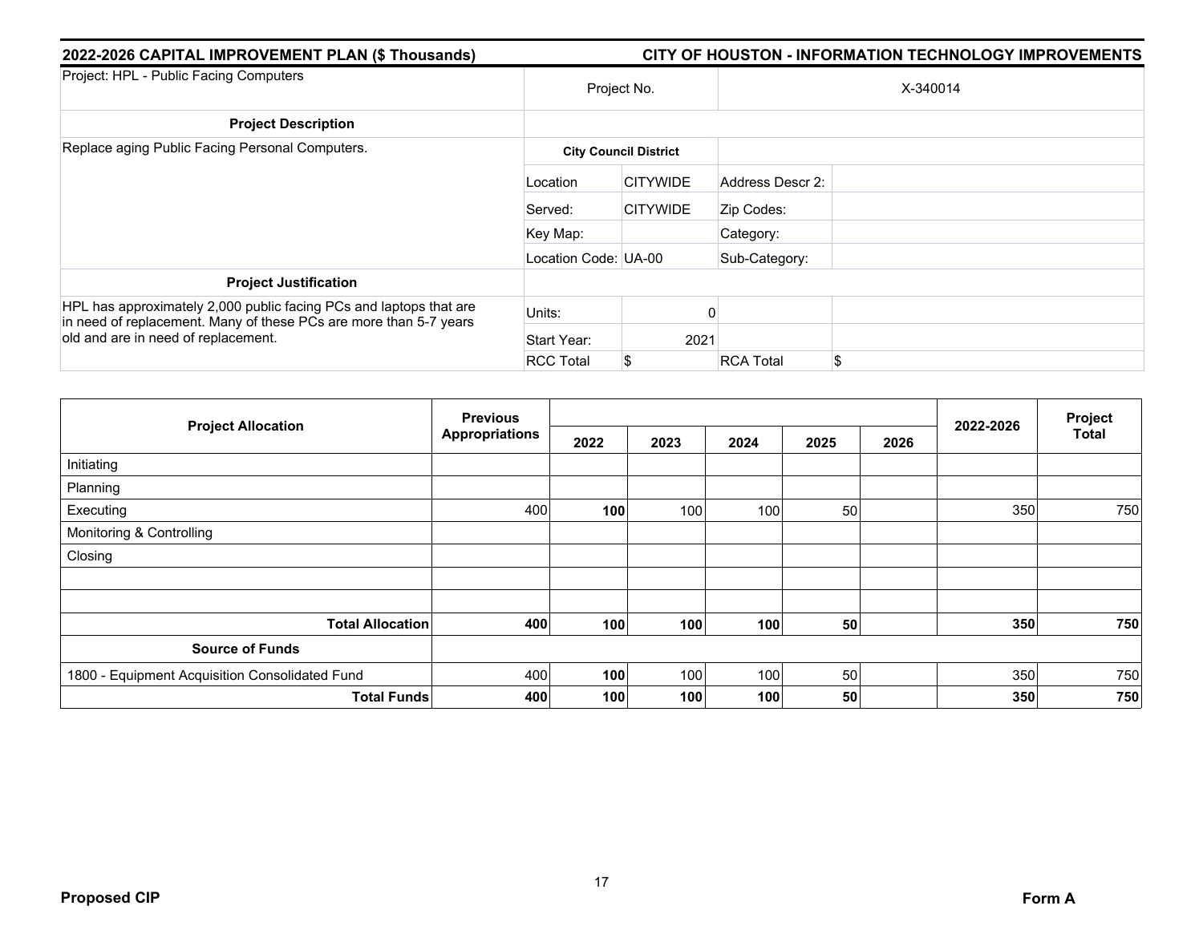## 2022-2026 CAPITAL IMPROVEMENT PLAN ($ Thousands) — CITY OF HOUSTON - INFORMATION TECHNOLOGY IMPROVEMENTS

| | | | | |
|---|---|---|---|---|
| Project: HPL - Public Facing Computers | Project No. | | X-340014 | |
| **Project Description** | | | | |
| Replace aging Public Facing Personal Computers. | **City Council District** | | | |
| | Location | CITYWIDE | Address Descr 2: | |
| | Served: | CITYWIDE | Zip Codes: | |
| | Key Map: | | Category: | |
| | Location Code: | UA-00 | Sub-Category: | |
| **Project Justification** | | | | |
| HPL has approximately 2,000 public facing PCs and laptops that are in need of replacement. Many of these PCs are more than 5-7 years old and are in need of replacement. | Units: | 0 | | |
| | Start Year: | 2021 | | |
| | RCC Total | $ | RCA Total | $ |

| Project Allocation | Previous Appropriations | 2022 | 2023 | 2024 | 2025 | 2026 | 2022-2026 | Project Total |
|---|---|---|---|---|---|---|---|---|
| Initiating | | | | | | | | |
| Planning | | | | | | | | |
| Executing | 400 | **100** | 100 | 100 | 50 | | 350 | 750 |
| Monitoring & Controlling | | | | | | | | |
| Closing | | | | | | | | |
| | | | | | | | | |
| | | | | | | | | |
| **Total Allocation** | **400** | **100** | **100** | **100** | **50** | | **350** | **750** |
| **Source of Funds** | | | | | | | | |
| 1800 - Equipment Acquisition Consolidated Fund | 400 | **100** | 100 | 100 | 50 | | 350 | 750 |
| **Total Funds** | **400** | **100** | **100** | **100** | **50** | | **350** | **750** |

**Proposed CIP** — **Form A**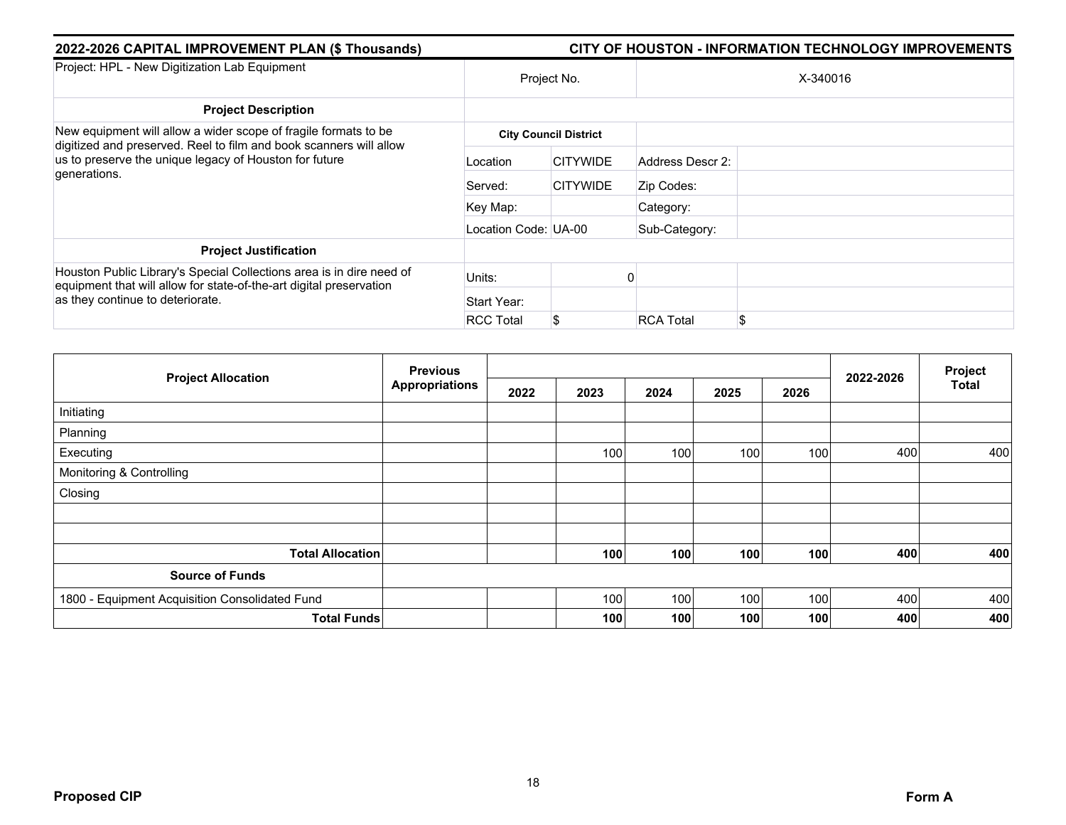**2022-2026 CAPITAL IMPROVEMENT PLAN ($ Thousands)** | **CITY OF HOUSTON - INFORMATION TECHNOLOGY IMPROVEMENTS**

| | | | | |
|---|---|---|---|---|
| Project: HPL - New Digitization Lab Equipment | Project No. | | X-340016 | |
| **Project Description** | | | | |
| New equipment will allow a wider scope of fragile formats to be digitized and preserved. Reel to film and book scanners will allow us to preserve the unique legacy of Houston for future generations. | **City Council District** | | | |
| | Location | CITYWIDE | Address Descr 2: | |
| | Served: | CITYWIDE | Zip Codes: | |
| | Key Map: | | Category: | |
| | Location Code: | UA-00 | Sub-Category: | |
| **Project Justification** | | | | |
| Houston Public Library's Special Collections area is in dire need of equipment that will allow for state-of-the-art digital preservation as they continue to deteriorate. | Units: | 0 | | |
| | Start Year: | | | |
| | RCC Total | $ | RCA Total | $ |

| Project Allocation | Previous Appropriations | 2022 | 2023 | 2024 | 2025 | 2026 | 2022-2026 | Project Total |
|---|---|---|---|---|---|---|---|---|
| Initiating | | | | | | | | |
| Planning | | | | | | | | |
| Executing | | | 100 | 100 | 100 | 100 | 400 | 400 |
| Monitoring & Controlling | | | | | | | | |
| Closing | | | | | | | | |
| | | | | | | | | |
| | | | | | | | | |
| **Total Allocation** | | | **100** | **100** | **100** | **100** | **400** | **400** |
| **Source of Funds** | | | | | | | | |
| 1800 - Equipment Acquisition Consolidated Fund | | | 100 | 100 | 100 | 100 | 400 | 400 |
| **Total Funds** | | | **100** | **100** | **100** | **100** | **400** | **400** |

**Proposed CIP** **Form A**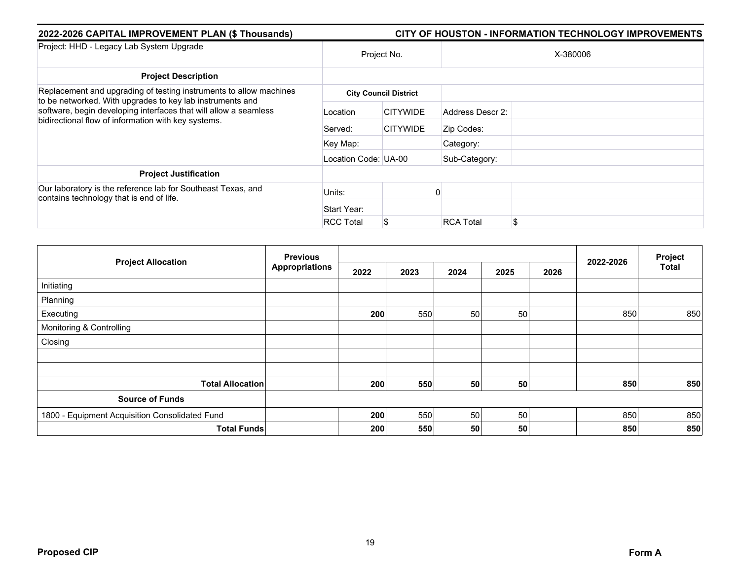## 2022-2026 CAPITAL IMPROVEMENT PLAN ($ Thousands)

## CITY OF HOUSTON - INFORMATION TECHNOLOGY IMPROVEMENTS

| Project: HHD - Legacy Lab System Upgrade | Project No. | | X-380006 | |
|---|---|---|---|---|
| **Project Description** | | | | |
| Replacement and upgrading of testing instruments to allow machines to be networked. With upgrades to key lab instruments and software, begin developing interfaces that will allow a seamless bidirectional flow of information with key systems. | **City Council District** | | | |
| | Location | CITYWIDE | Address Descr 2: | |
| | Served: | CITYWIDE | Zip Codes: | |
| | Key Map: | | Category: | |
| | Location Code: | UA-00 | Sub-Category: | |
| **Project Justification** | | | | |
| Our laboratory is the reference lab for Southeast Texas, and contains technology that is end of life. | Units: | 0 | | |
| | Start Year: | | | |
| | RCC Total | $ | RCA Total | $ |

| Project Allocation | Previous Appropriations | 2022 | 2023 | 2024 | 2025 | 2026 | 2022-2026 | Project Total |
|---|---|---|---|---|---|---|---|---|
| Initiating | | | | | | | | |
| Planning | | | | | | | | |
| Executing | | **200** | 550 | 50 | 50 | | 850 | 850 |
| Monitoring & Controlling | | | | | | | | |
| Closing | | | | | | | | |
| | | | | | | | | |
| | | | | | | | | |
| **Total Allocation** | | **200** | **550** | **50** | **50** | | **850** | **850** |
| **Source of Funds** | | | | | | | | |
| 1800 - Equipment Acquisition Consolidated Fund | | **200** | 550 | 50 | 50 | | 850 | 850 |
| **Total Funds** | | **200** | **550** | **50** | **50** | | **850** | **850** |

**Proposed CIP** **Form A**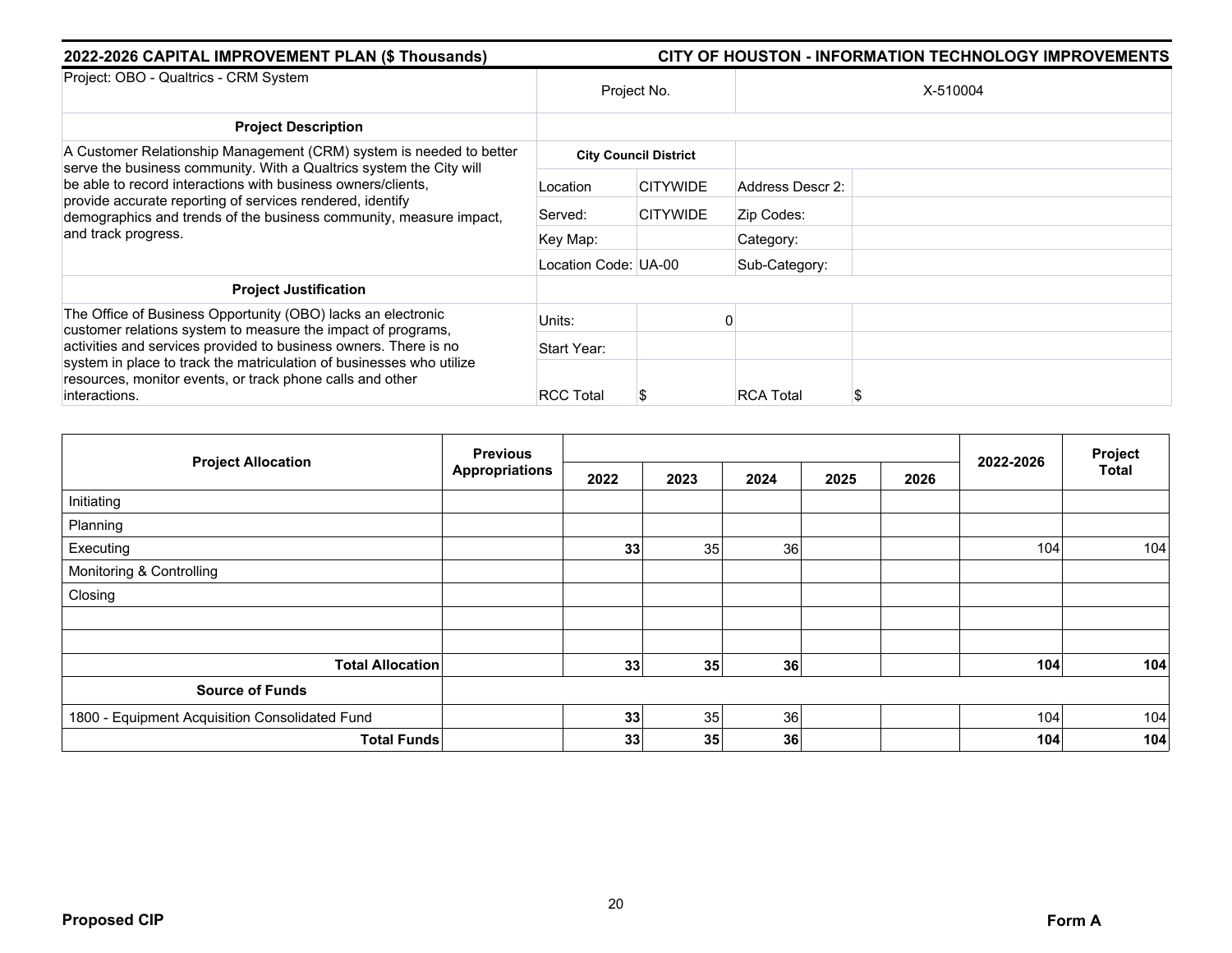**2022-2026 CAPITAL IMPROVEMENT PLAN ($ Thousands)** | **CITY OF HOUSTON - INFORMATION TECHNOLOGY IMPROVEMENTS**

| Project: OBO - Qualtrics - CRM System | Project No. | | X-510004 | |
|---|---|---|---|---|
| **Project Description** | | | | |
| A Customer Relationship Management (CRM) system is needed to better serve the business community. With a Qualtrics system the City will be able to record interactions with business owners/clients, provide accurate reporting of services rendered, identify demographics and trends of the business community, measure impact, and track progress. | **City Council District** | | | |
| | Location | CITYWIDE | Address Descr 2: | |
| | Served: | CITYWIDE | Zip Codes: | |
| | Key Map: | | Category: | |
| | Location Code: UA-00 | | Sub-Category: | |
| **Project Justification** | | | | |
| The Office of Business Opportunity (OBO) lacks an electronic customer relations system to measure the impact of programs, activities and services provided to business owners. There is no system in place to track the matriculation of businesses who utilize resources, monitor events, or track phone calls and other interactions. | Units: | 0 | | |
| | Start Year: | | | |
| | RCC Total | $ | RCA Total | $ |

| Project Allocation | Previous Appropriations | 2022 | 2023 | 2024 | 2025 | 2026 | 2022-2026 | Project Total |
|---|---|---|---|---|---|---|---|---|
| Initiating | | | | | | | | |
| Planning | | | | | | | | |
| Executing | | **33** | 35 | 36 | | | 104 | 104 |
| Monitoring & Controlling | | | | | | | | |
| Closing | | | | | | | | |
| | | | | | | | | |
| | | | | | | | | |
| **Total Allocation** | | **33** | **35** | **36** | | | **104** | **104** |
| **Source of Funds** | | | | | | | | |
| 1800 - Equipment Acquisition Consolidated Fund | | **33** | 35 | 36 | | | 104 | 104 |
| **Total Funds** | | **33** | **35** | **36** | | | **104** | **104** |

**Proposed CIP** | **Form A**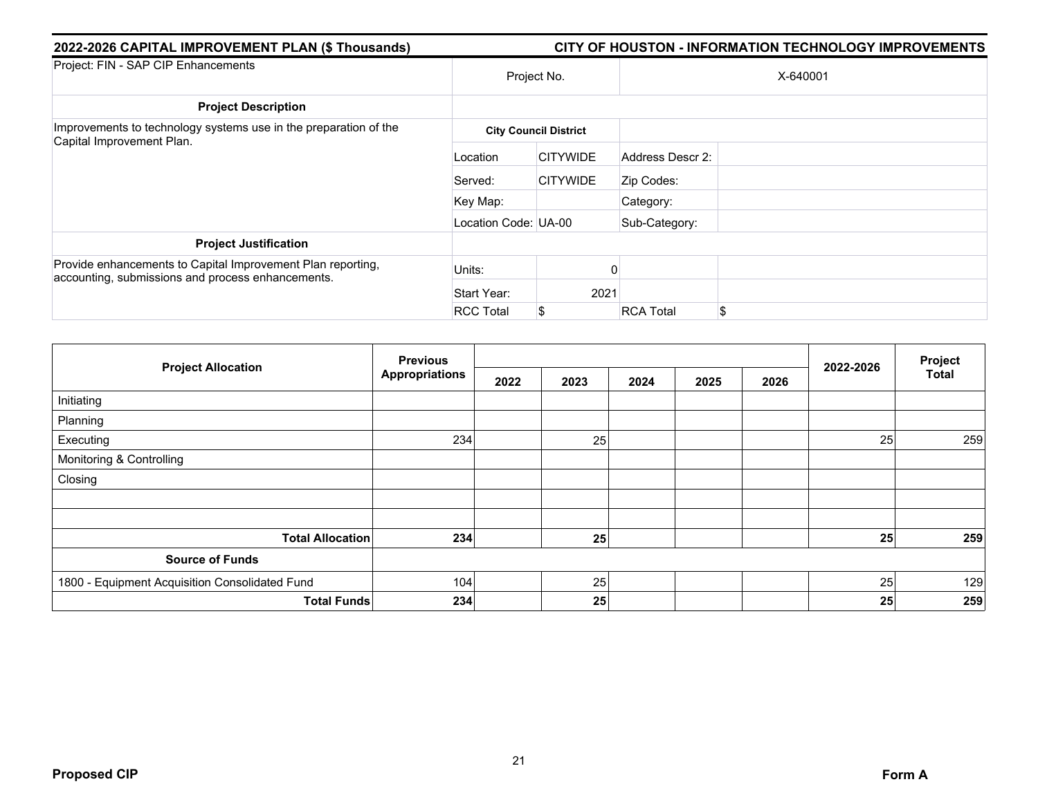**2022-2026 CAPITAL IMPROVEMENT PLAN ($ Thousands)** | **CITY OF HOUSTON - INFORMATION TECHNOLOGY IMPROVEMENTS**

| | | | | |
|---|---|---|---|---|
| Project: FIN - SAP CIP Enhancements | Project No. | | X-640001 | |
| **Project Description** | | | | |
| Improvements to technology systems use in the preparation of the Capital Improvement Plan. | **City Council District** | | | |
| | Location | CITYWIDE | Address Descr 2: | |
| | Served: | CITYWIDE | Zip Codes: | |
| | Key Map: | | Category: | |
| | Location Code: | UA-00 | Sub-Category: | |
| **Project Justification** | | | | |
| Provide enhancements to Capital Improvement Plan reporting, accounting, submissions and process enhancements. | Units: | 0 | | |
| | Start Year: | 2021 | | |
| | RCC Total | $ | RCA Total | $ |

| Project Allocation | Previous Appropriations | 2022 | 2023 | 2024 | 2025 | 2026 | 2022-2026 | Project Total |
|---|---|---|---|---|---|---|---|---|
| Initiating | | | | | | | | |
| Planning | | | | | | | | |
| Executing | 234 | | 25 | | | | 25 | 259 |
| Monitoring & Controlling | | | | | | | | |
| Closing | | | | | | | | |
| | | | | | | | | |
| | | | | | | | | |
| **Total Allocation** | **234** | | **25** | | | | **25** | **259** |
| **Source of Funds** | | | | | | | | |
| 1800 - Equipment Acquisition Consolidated Fund | 104 | | 25 | | | | 25 | 129 |
| **Total Funds** | **234** | | **25** | | | | **25** | **259** |

**Proposed CIP** | **Form A**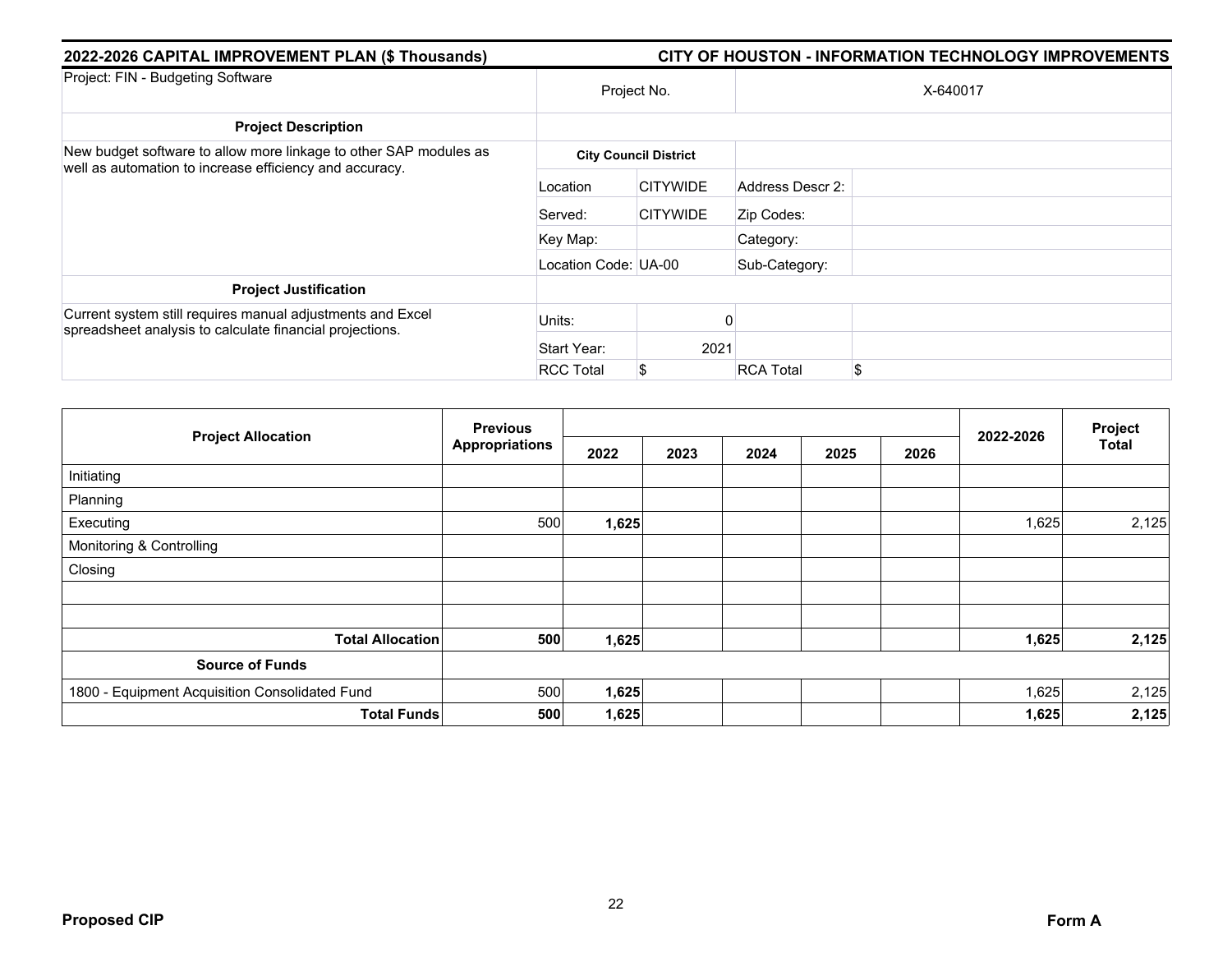## 2022-2026 CAPITAL IMPROVEMENT PLAN ($ Thousands)

## CITY OF HOUSTON - INFORMATION TECHNOLOGY IMPROVEMENTS

| | | | | |
|---|---|---|---|---|
| Project: FIN - Budgeting Software | Project No. | | X-640017 | |
| **Project Description** | | | | |
| New budget software to allow more linkage to other SAP modules as well as automation to increase efficiency and accuracy. | **City Council District** | | | |
| | Location | CITYWIDE | Address Descr 2: | |
| | Served: | CITYWIDE | Zip Codes: | |
| | Key Map: | | Category: | |
| | Location Code: | UA-00 | Sub-Category: | |
| **Project Justification** | | | | |
| Current system still requires manual adjustments and Excel spreadsheet analysis to calculate financial projections. | Units: | 0 | | |
| | Start Year: | 2021 | | |
| | RCC Total | $ | RCA Total | $ |

| Project Allocation | Previous Appropriations | 2022 | 2023 | 2024 | 2025 | 2026 | 2022-2026 | Project Total |
|---|---|---|---|---|---|---|---|---|
| Initiating | | | | | | | | |
| Planning | | | | | | | | |
| Executing | 500 | **1,625** | | | | | 1,625 | 2,125 |
| Monitoring & Controlling | | | | | | | | |
| Closing | | | | | | | | |
| | | | | | | | | |
| | | | | | | | | |
| **Total Allocation** | **500** | **1,625** | | | | | **1,625** | **2,125** |
| **Source of Funds** | | | | | | | | |
| 1800 - Equipment Acquisition Consolidated Fund | 500 | **1,625** | | | | | 1,625 | 2,125 |
| **Total Funds** | **500** | **1,625** | | | | | **1,625** | **2,125** |

**Proposed CIP**

**Form A**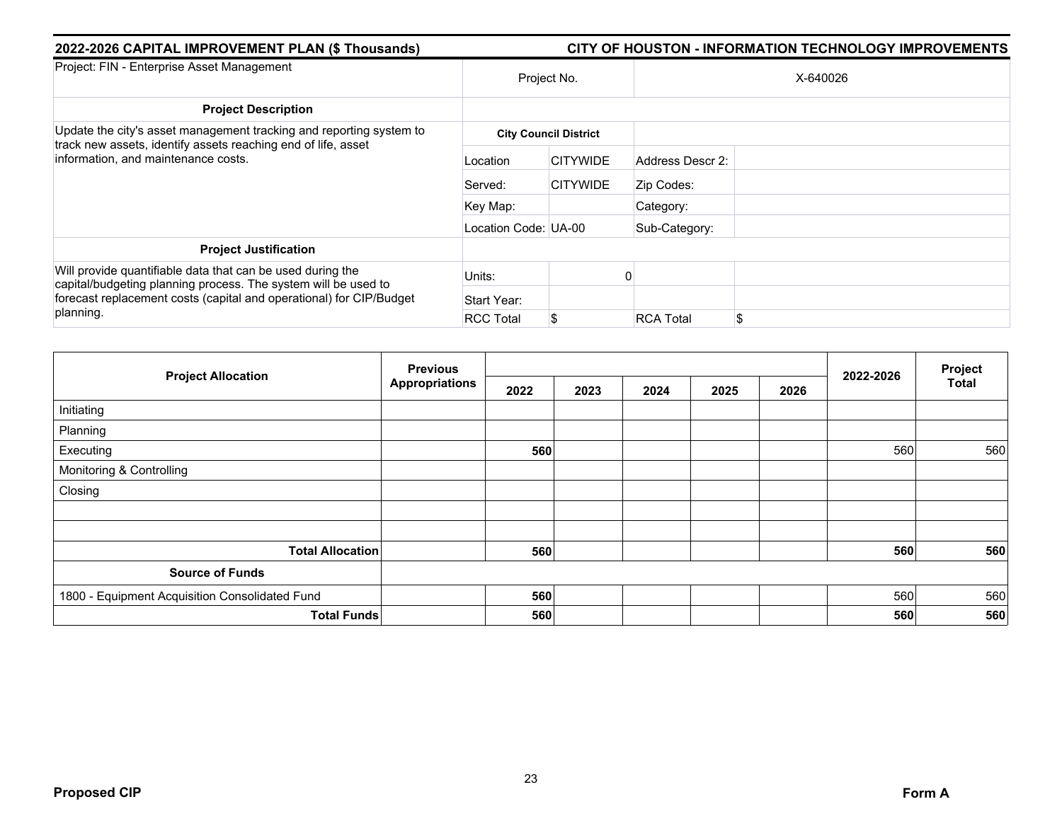**2022-2026 CAPITAL IMPROVEMENT PLAN ($ Thousands)** **CITY OF HOUSTON - INFORMATION TECHNOLOGY IMPROVEMENTS**

| Project: FIN - Enterprise Asset Management | Project No. | | X-640026 | |
|---|---|---|---|---|
| **Project Description** | | | | |
| Update the city's asset management tracking and reporting system to track new assets, identify assets reaching end of life, asset information, and maintenance costs. | **City Council District** | | | |
| | Location | CITYWIDE | Address Descr 2: | |
| | Served: | CITYWIDE | Zip Codes: | |
| | Key Map: | | Category: | |
| | Location Code: | UA-00 | Sub-Category: | |
| **Project Justification** | | | | |
| Will provide quantifiable data that can be used during the capital/budgeting planning process. The system will be used to forecast replacement costs (capital and operational) for CIP/Budget planning. | Units: | 0 | | |
| | Start Year: | | | |
| | RCC Total | $ | RCA Total | $ |

| Project Allocation | Previous Appropriations | 2022 | 2023 | 2024 | 2025 | 2026 | 2022-2026 | Project Total |
|---|---|---|---|---|---|---|---|---|
| Initiating | | | | | | | | |
| Planning | | | | | | | | |
| Executing | | **560** | | | | | 560 | 560 |
| Monitoring & Controlling | | | | | | | | |
| Closing | | | | | | | | |
| | | | | | | | | |
| | | | | | | | | |
| **Total Allocation** | | **560** | | | | | **560** | **560** |
| **Source of Funds** | | | | | | | | |
| 1800 - Equipment Acquisition Consolidated Fund | | **560** | | | | | 560 | 560 |
| **Total Funds** | | **560** | | | | | **560** | **560** |

**Proposed CIP** **Form A**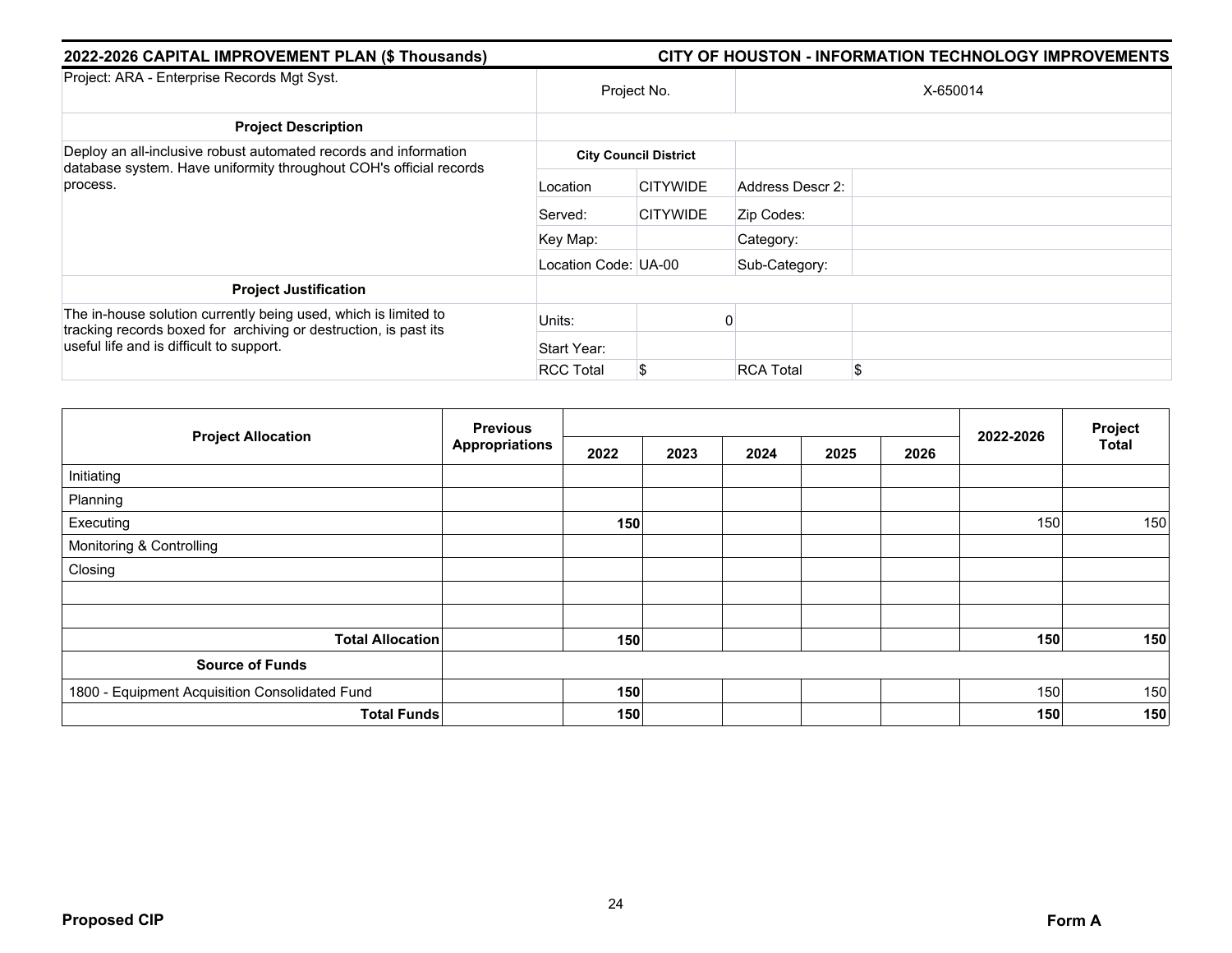**2022-2026 CAPITAL IMPROVEMENT PLAN ($ Thousands)** **CITY OF HOUSTON - INFORMATION TECHNOLOGY IMPROVEMENTS**

| Project: ARA - Enterprise Records Mgt Syst. | Project No. | | X-650014 | |
|---|---|---|---|---|
| **Project Description** | | | | |
| Deploy an all-inclusive robust automated records and information database system. Have uniformity throughout COH's official records process. | **City Council District** | | | |
| | Location | CITYWIDE | Address Descr 2: | |
| | Served: | CITYWIDE | Zip Codes: | |
| | Key Map: | | Category: | |
| | Location Code: UA-00 | | Sub-Category: | |
| **Project Justification** | | | | |
| The in-house solution currently being used, which is limited to tracking records boxed for archiving or destruction, is past its useful life and is difficult to support. | Units: | 0 | | |
| | Start Year: | | | |
| | RCC Total | $ | RCA Total | $ |

| Project Allocation | Previous Appropriations | 2022 | 2023 | 2024 | 2025 | 2026 | 2022-2026 | Project Total |
|---|---|---|---|---|---|---|---|---|
| Initiating | | | | | | | | |
| Planning | | | | | | | | |
| Executing | | **150** | | | | | 150 | 150 |
| Monitoring & Controlling | | | | | | | | |
| Closing | | | | | | | | |
| | | | | | | | | |
| | | | | | | | | |
| **Total Allocation** | | **150** | | | | | **150** | **150** |
| **Source of Funds** | | | | | | | | |
| 1800 - Equipment Acquisition Consolidated Fund | | **150** | | | | | 150 | 150 |
| **Total Funds** | | **150** | | | | | **150** | **150** |

**Proposed CIP** **Form A**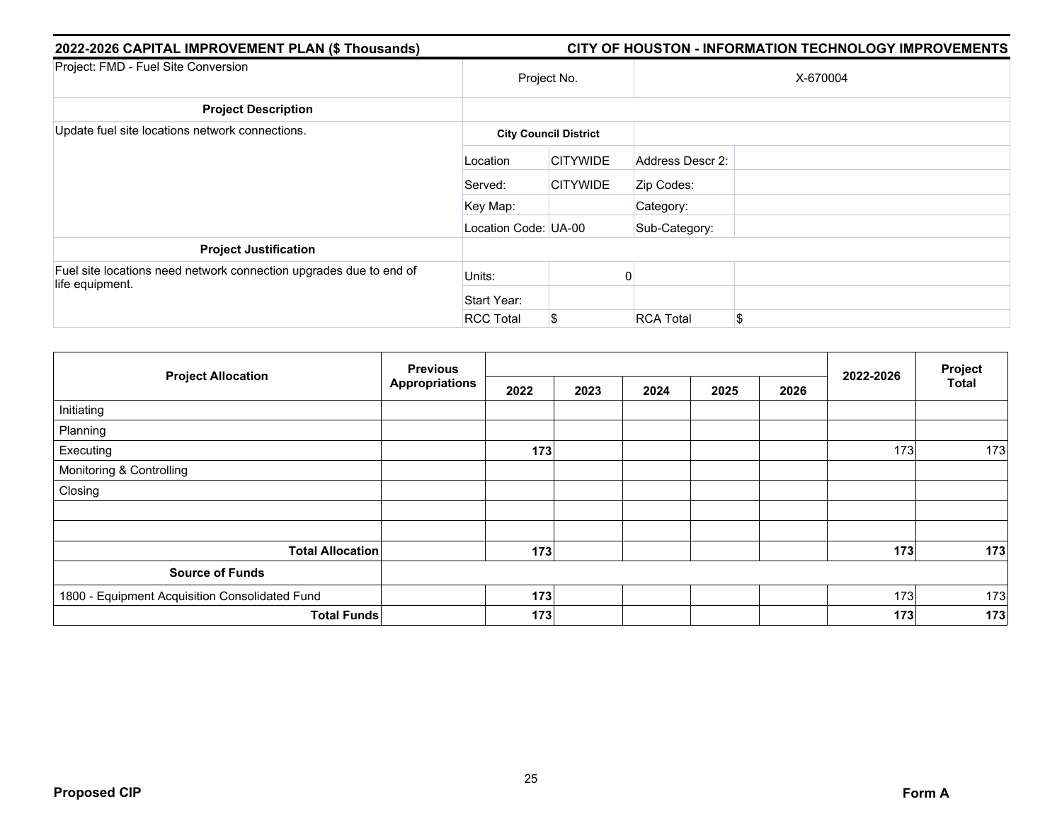**2022-2026 CAPITAL IMPROVEMENT PLAN ($ Thousands)** **CITY OF HOUSTON - INFORMATION TECHNOLOGY IMPROVEMENTS**

| | | | | |
|---|---|---|---|---|
| Project: FMD - Fuel Site Conversion | Project No. | | X-670004 | |
| **Project Description** | | | | |
| Update fuel site locations network connections. | **City Council District** | | | |
| | Location | CITYWIDE | Address Descr 2: | |
| | Served: | CITYWIDE | Zip Codes: | |
| | Key Map: | | Category: | |
| | Location Code: | UA-00 | Sub-Category: | |
| **Project Justification** | | | | |
| Fuel site locations need network connection upgrades due to end of life equipment. | Units: | 0 | | |
| | Start Year: | | | |
| | RCC Total | $ | RCA Total | $ |

| Project Allocation | Previous Appropriations | 2022 | 2023 | 2024 | 2025 | 2026 | 2022-2026 | Project Total |
|---|---|---|---|---|---|---|---|---|
| Initiating | | | | | | | | |
| Planning | | | | | | | | |
| Executing | | **173** | | | | | 173 | 173 |
| Monitoring & Controlling | | | | | | | | |
| Closing | | | | | | | | |
| | | | | | | | | |
| | | | | | | | | |
| **Total Allocation** | | **173** | | | | | **173** | **173** |
| **Source of Funds** | | | | | | | | |
| 1800 - Equipment Acquisition Consolidated Fund | | **173** | | | | | 173 | 173 |
| **Total Funds** | | **173** | | | | | **173** | **173** |

**Proposed CIP** **Form A**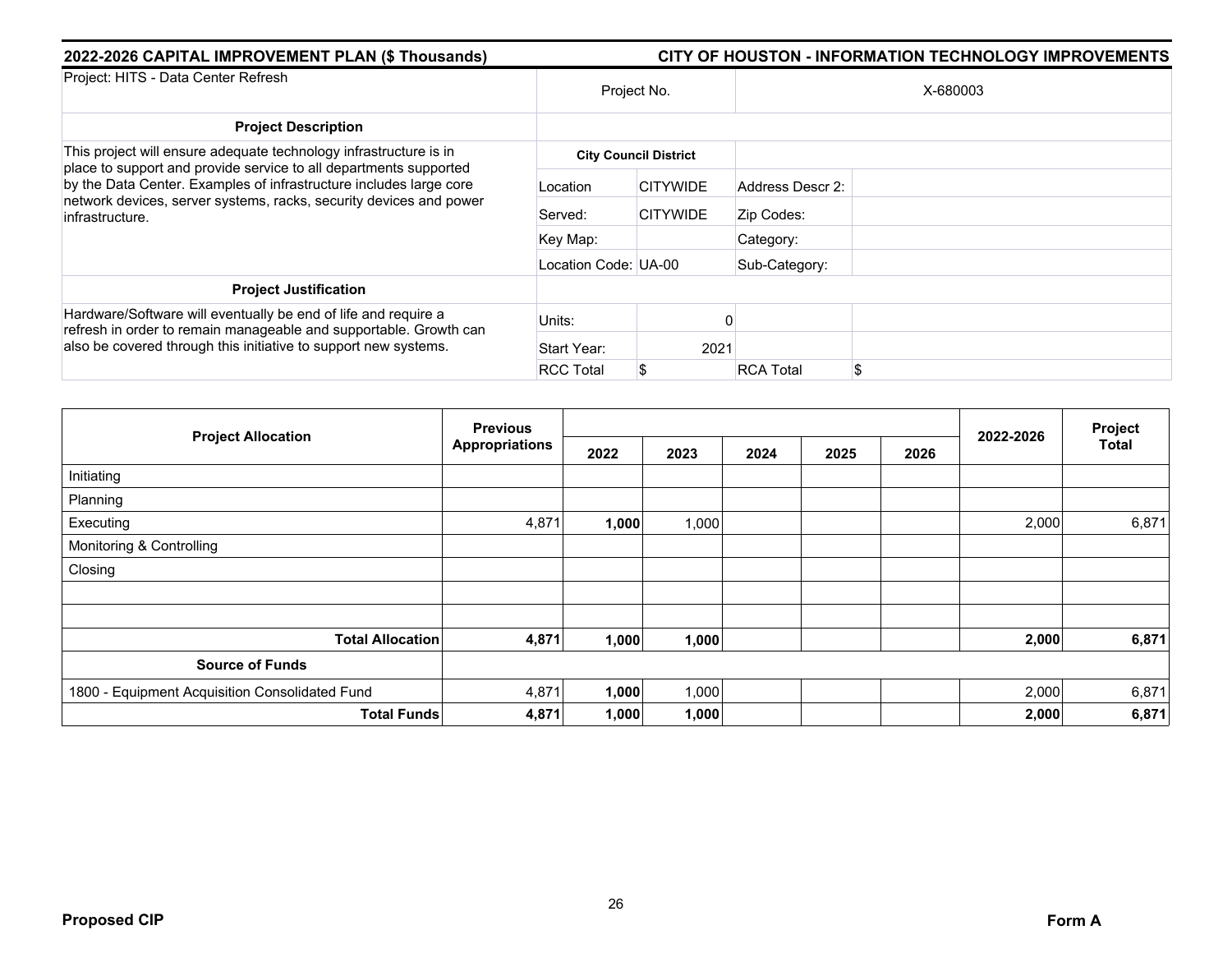## 2022-2026 CAPITAL IMPROVEMENT PLAN ($ Thousands) — CITY OF HOUSTON - INFORMATION TECHNOLOGY IMPROVEMENTS

| Project: HITS - Data Center Refresh | Project No. | | X-680003 | |
|---|---|---|---|---|
| **Project Description** | | | | |
| This project will ensure adequate technology infrastructure is in place to support and provide service to all departments supported by the Data Center. Examples of infrastructure includes large core network devices, server systems, racks, security devices and power infrastructure. | **City Council District** | | | |
| | Location | CITYWIDE | Address Descr 2: | |
| | Served: | CITYWIDE | Zip Codes: | |
| | Key Map: | | Category: | |
| | Location Code: | UA-00 | Sub-Category: | |
| **Project Justification** | | | | |
| Hardware/Software will eventually be end of life and require a refresh in order to remain manageable and supportable. Growth can also be covered through this initiative to support new systems. | Units: | 0 | | |
| | Start Year: | 2021 | | |
| | RCC Total | $ | RCA Total | $ |

| Project Allocation | Previous Appropriations | 2022 | 2023 | 2024 | 2025 | 2026 | 2022-2026 | Project Total |
|---|---|---|---|---|---|---|---|---|
| Initiating | | | | | | | | |
| Planning | | | | | | | | |
| Executing | 4,871 | **1,000** | 1,000 | | | | 2,000 | 6,871 |
| Monitoring & Controlling | | | | | | | | |
| Closing | | | | | | | | |
| | | | | | | | | |
| | | | | | | | | |
| **Total Allocation** | **4,871** | **1,000** | **1,000** | | | | **2,000** | **6,871** |
| **Source of Funds** | | | | | | | | |
| 1800 - Equipment Acquisition Consolidated Fund | 4,871 | **1,000** | 1,000 | | | | 2,000 | 6,871 |
| **Total Funds** | **4,871** | **1,000** | **1,000** | | | | **2,000** | **6,871** |

**Proposed CIP** — **Form A**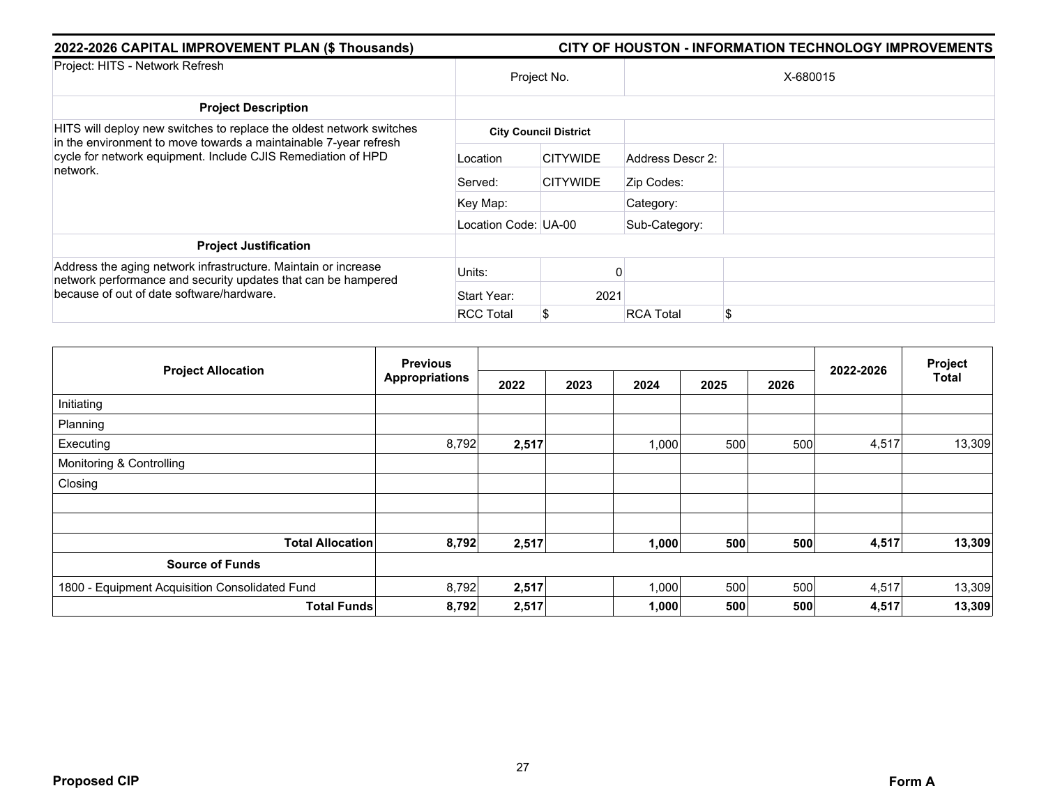**2022-2026 CAPITAL IMPROVEMENT PLAN ($ Thousands)** **CITY OF HOUSTON - INFORMATION TECHNOLOGY IMPROVEMENTS**

| | | | |
|---|---|---|---|
| Project: HITS - Network Refresh | Project No. | X-680015 | |

**Project Description**

HITS will deploy new switches to replace the oldest network switches in the environment to move towards a maintainable 7-year refresh cycle for network equipment. Include CJIS Remediation of HPD network.

**Project Justification**

Address the aging network infrastructure. Maintain or increase network performance and security updates that can be hampered because of out of date software/hardware.

| City Council District | | | |
|---|---|---|---|
| Location | CITYWIDE | Address Descr 2: | |
| Served: | CITYWIDE | Zip Codes: | |
| Key Map: | | Category: | |
| Location Code: | UA-00 | Sub-Category: | |
| Units: | 0 | | |
| Start Year: | 2021 | | |
| RCC Total | $ | RCA Total | $ |

| Project Allocation | Previous Appropriations | 2022 | 2023 | 2024 | 2025 | 2026 | 2022-2026 | Project Total |
|---|---|---|---|---|---|---|---|---|
| Initiating | | | | | | | | |
| Planning | | | | | | | | |
| Executing | 8,792 | **2,517** | | 1,000 | 500 | 500 | 4,517 | 13,309 |
| Monitoring & Controlling | | | | | | | | |
| Closing | | | | | | | | |
| | | | | | | | | |
| | | | | | | | | |
| **Total Allocation** | **8,792** | **2,517** | | **1,000** | **500** | **500** | **4,517** | **13,309** |
| **Source of Funds** | | | | | | | | |
| 1800 - Equipment Acquisition Consolidated Fund | 8,792 | **2,517** | | 1,000 | 500 | 500 | 4,517 | 13,309 |
| **Total Funds** | **8,792** | **2,517** | | **1,000** | **500** | **500** | **4,517** | **13,309** |

**Proposed CIP** **Form A**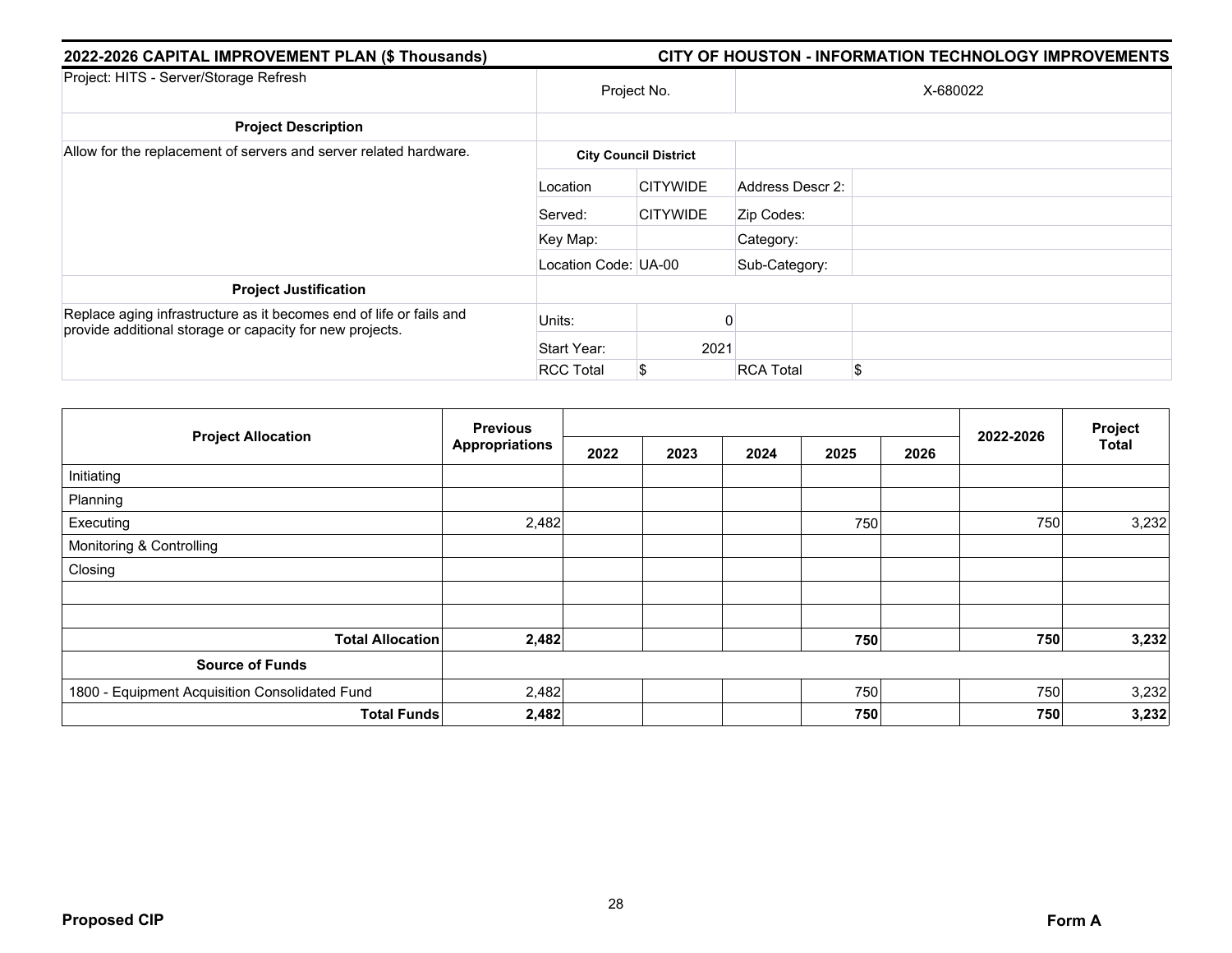**2022-2026 CAPITAL IMPROVEMENT PLAN ($ Thousands)** | **CITY OF HOUSTON - INFORMATION TECHNOLOGY IMPROVEMENTS**

| | | | | |
|---|---|---|---|---|
| Project: HITS - Server/Storage Refresh | Project No. | | X-680022 | |
| **Project Description** | | | | |
| Allow for the replacement of servers and server related hardware. | **City Council District** | | | |
| | Location | CITYWIDE | Address Descr 2: | |
| | Served: | CITYWIDE | Zip Codes: | |
| | Key Map: | | Category: | |
| | Location Code: | UA-00 | Sub-Category: | |
| **Project Justification** | | | | |
| Replace aging infrastructure as it becomes end of life or fails and provide additional storage or capacity for new projects. | Units: | 0 | | |
| | Start Year: | 2021 | | |
| | RCC Total | $ | RCA Total | $ |

| Project Allocation | Previous Appropriations | 2022 | 2023 | 2024 | 2025 | 2026 | 2022-2026 | Project Total |
|---|---|---|---|---|---|---|---|---|
| Initiating | | | | | | | | |
| Planning | | | | | | | | |
| Executing | 2,482 | | | | 750 | | 750 | 3,232 |
| Monitoring & Controlling | | | | | | | | |
| Closing | | | | | | | | |
| | | | | | | | | |
| | | | | | | | | |
| **Total Allocation** | **2,482** | | | | **750** | | **750** | **3,232** |
| **Source of Funds** | | | | | | | | |
| 1800 - Equipment Acquisition Consolidated Fund | 2,482 | | | | 750 | | 750 | 3,232 |
| **Total Funds** | **2,482** | | | | **750** | | **750** | **3,232** |

**Proposed CIP** | **Form A**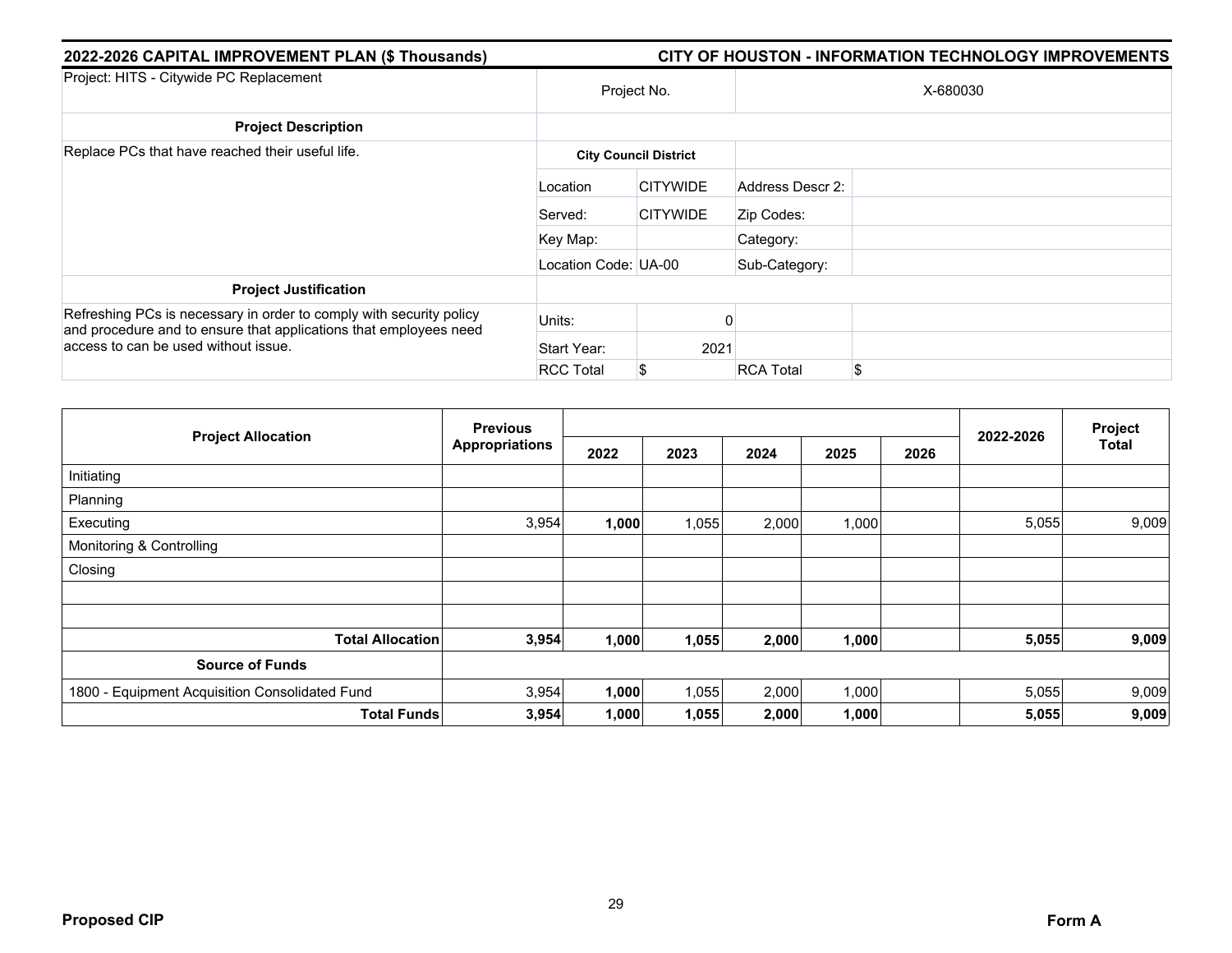## 2022-2026 CAPITAL IMPROVEMENT PLAN ($ Thousands)

## CITY OF HOUSTON - INFORMATION TECHNOLOGY IMPROVEMENTS

| | | | | |
|---|---|---|---|---|
| Project: HITS - Citywide PC Replacement | Project No. | | X-680030 | |
| **Project Description** | | | | |
| Replace PCs that have reached their useful life. | **City Council District** | | | |
| | Location | CITYWIDE | Address Descr 2: | |
| | Served: | CITYWIDE | Zip Codes: | |
| | Key Map: | | Category: | |
| | Location Code: UA-00 | | Sub-Category: | |
| **Project Justification** | | | | |
| Refreshing PCs is necessary in order to comply with security policy and procedure and to ensure that applications that employees need access to can be used without issue. | Units: | 0 | | |
| | Start Year: | 2021 | | |
| | RCC Total | $ | RCA Total | $ |

| Project Allocation | Previous Appropriations | 2022 | 2023 | 2024 | 2025 | 2026 | 2022-2026 | Project Total |
|---|---|---|---|---|---|---|---|---|
| Initiating | | | | | | | | |
| Planning | | | | | | | | |
| Executing | 3,954 | **1,000** | 1,055 | 2,000 | 1,000 | | 5,055 | 9,009 |
| Monitoring & Controlling | | | | | | | | |
| Closing | | | | | | | | |
| | | | | | | | | |
| | | | | | | | | |
| **Total Allocation** | **3,954** | **1,000** | **1,055** | **2,000** | **1,000** | | **5,055** | **9,009** |
| **Source of Funds** | | | | | | | | |
| 1800 - Equipment Acquisition Consolidated Fund | 3,954 | **1,000** | 1,055 | 2,000 | 1,000 | | 5,055 | 9,009 |
| **Total Funds** | **3,954** | **1,000** | **1,055** | **2,000** | **1,000** | | **5,055** | **9,009** |

**Proposed CIP**

**Form A**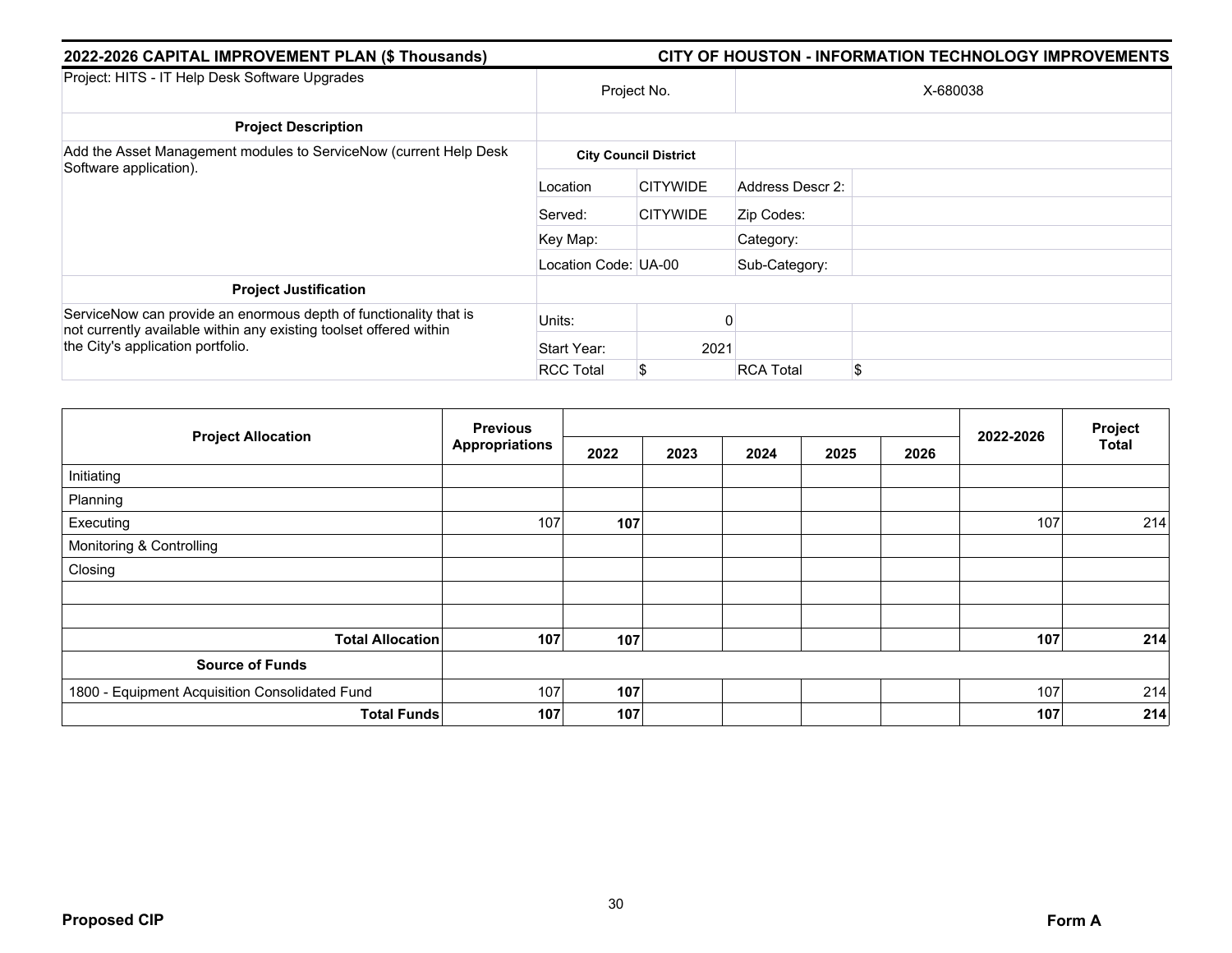## 2022-2026 CAPITAL IMPROVEMENT PLAN ($ Thousands)

## CITY OF HOUSTON - INFORMATION TECHNOLOGY IMPROVEMENTS

| Project: HITS - IT Help Desk Software Upgrades | Project No. | | X-680038 | |
|---|---|---|---|---|
| **Project Description** | | | | |
| Add the Asset Management modules to ServiceNow (current Help Desk Software application). | **City Council District** | | | |
| | Location | CITYWIDE | Address Descr 2: | |
| | Served: | CITYWIDE | Zip Codes: | |
| | Key Map: | | Category: | |
| | Location Code: UA-00 | | Sub-Category: | |
| **Project Justification** | | | | |
| ServiceNow can provide an enormous depth of functionality that is not currently available within any existing toolset offered within the City's application portfolio. | Units: | 0 | | |
| | Start Year: | 2021 | | |
| | RCC Total | $ | RCA Total | $ |

| Project Allocation | Previous Appropriations | 2022 | 2023 | 2024 | 2025 | 2026 | 2022-2026 | Project Total |
|---|---|---|---|---|---|---|---|---|
| Initiating | | | | | | | | |
| Planning | | | | | | | | |
| Executing | 107 | **107** | | | | | 107 | 214 |
| Monitoring & Controlling | | | | | | | | |
| Closing | | | | | | | | |
| | | | | | | | | |
| | | | | | | | | |
| **Total Allocation** | **107** | **107** | | | | | **107** | **214** |
| **Source of Funds** | | | | | | | | |
| 1800 - Equipment Acquisition Consolidated Fund | 107 | **107** | | | | | 107 | 214 |
| **Total Funds** | **107** | **107** | | | | | **107** | **214** |

**Proposed CIP** **Form A**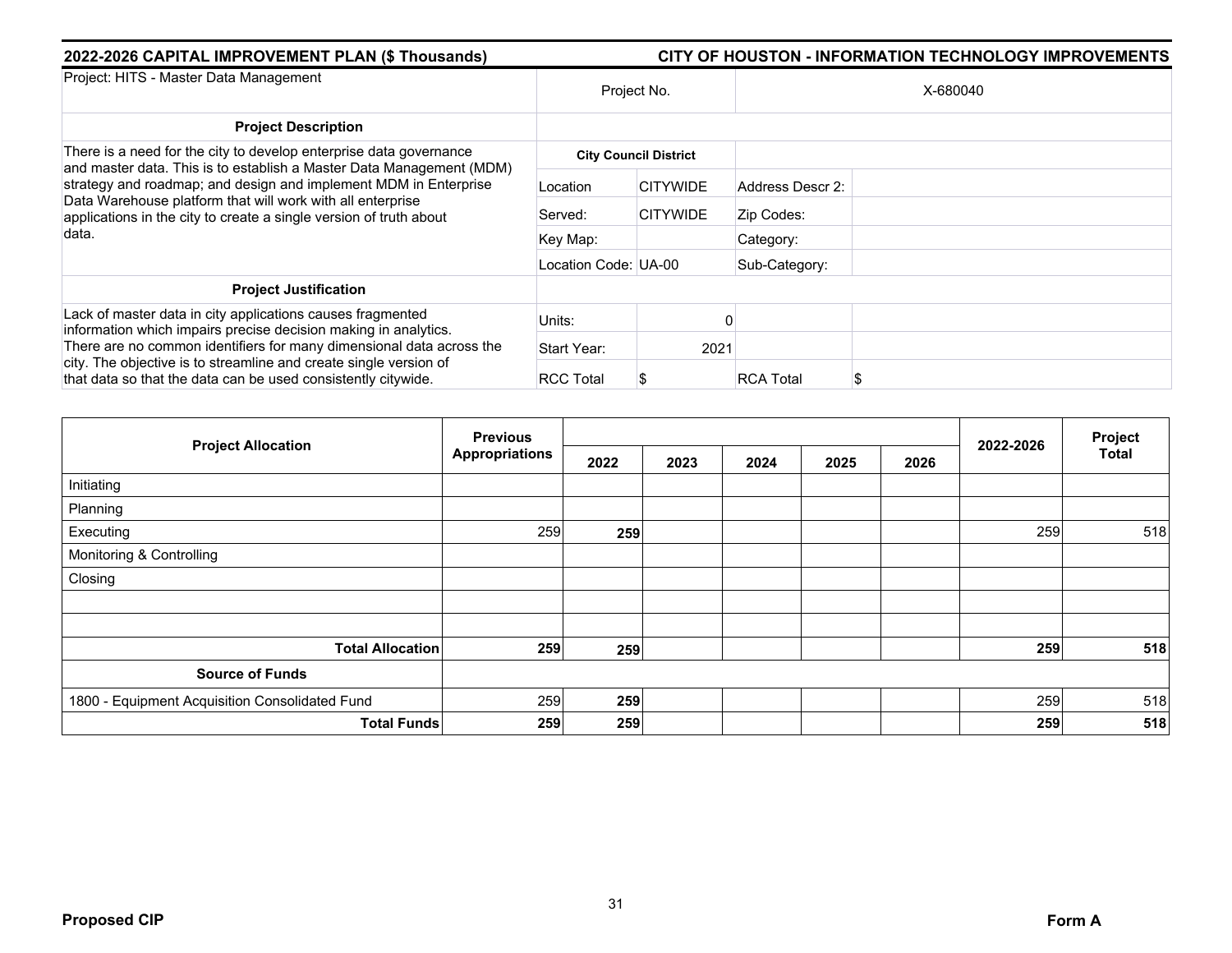**2022-2026 CAPITAL IMPROVEMENT PLAN ($ Thousands)** | **CITY OF HOUSTON - INFORMATION TECHNOLOGY IMPROVEMENTS**

| Project: HITS - Master Data Management | Project No. | | X-680040 | |
|---|---|---|---|---|
| **Project Description** | | | | |
| There is a need for the city to develop enterprise data governance and master data. This is to establish a Master Data Management (MDM) strategy and roadmap; and design and implement MDM in Enterprise Data Warehouse platform that will work with all enterprise applications in the city to create a single version of truth about data. | **City Council District** | | | |
| | Location | CITYWIDE | Address Descr 2: | |
| | Served: | CITYWIDE | Zip Codes: | |
| | Key Map: | | Category: | |
| | Location Code: | UA-00 | Sub-Category: | |
| **Project Justification** | | | | |
| Lack of master data in city applications causes fragmented information which impairs precise decision making in analytics. There are no common identifiers for many dimensional data across the city. The objective is to streamline and create single version of that data so that the data can be used consistently citywide. | Units: | 0 | | |
| | Start Year: | 2021 | | |
| | RCC Total | $ | RCA Total | $ |

| Project Allocation | Previous Appropriations | 2022 | 2023 | 2024 | 2025 | 2026 | 2022-2026 | Project Total |
|---|---|---|---|---|---|---|---|---|
| Initiating | | | | | | | | |
| Planning | | | | | | | | |
| Executing | 259 | **259** | | | | | 259 | 518 |
| Monitoring & Controlling | | | | | | | | |
| Closing | | | | | | | | |
| | | | | | | | | |
| | | | | | | | | |
| **Total Allocation** | **259** | **259** | | | | | **259** | **518** |
| **Source of Funds** | | | | | | | | |
| 1800 - Equipment Acquisition Consolidated Fund | 259 | **259** | | | | | 259 | 518 |
| **Total Funds** | **259** | **259** | | | | | **259** | **518** |

**Proposed CIP** | **Form A**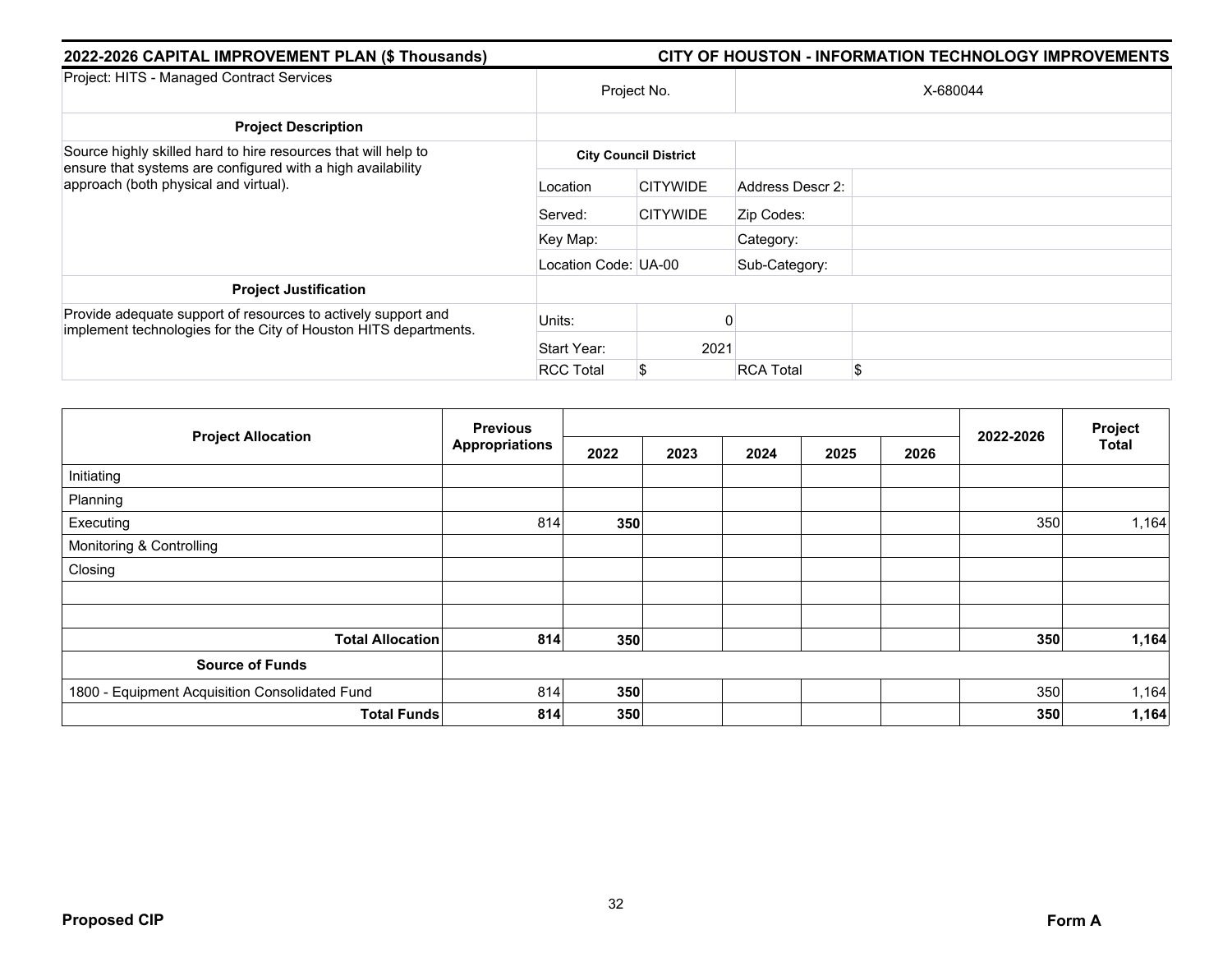**2022-2026 CAPITAL IMPROVEMENT PLAN ($ Thousands)** **CITY OF HOUSTON - INFORMATION TECHNOLOGY IMPROVEMENTS**

| Project: HITS - Managed Contract Services | Project No. | | X-680044 | |
|---|---|---|---|---|
| **Project Description** | | | | |
| Source highly skilled hard to hire resources that will help to ensure that systems are configured with a high availability approach (both physical and virtual). | **City Council District** | | | |
| | Location | CITYWIDE | Address Descr 2: | |
| | Served: | CITYWIDE | Zip Codes: | |
| | Key Map: | | Category: | |
| | Location Code: | UA-00 | Sub-Category: | |
| **Project Justification** | | | | |
| Provide adequate support of resources to actively support and implement technologies for the City of Houston HITS departments. | Units: | 0 | | |
| | Start Year: | 2021 | | |
| | RCC Total | $ | RCA Total | $ |

| Project Allocation | Previous Appropriations | 2022 | 2023 | 2024 | 2025 | 2026 | 2022-2026 | Project Total |
|---|---|---|---|---|---|---|---|---|
| Initiating | | | | | | | | |
| Planning | | | | | | | | |
| Executing | 814 | **350** | | | | | 350 | 1,164 |
| Monitoring & Controlling | | | | | | | | |
| Closing | | | | | | | | |
| | | | | | | | | |
| | | | | | | | | |
| **Total Allocation** | **814** | **350** | | | | | **350** | **1,164** |
| **Source of Funds** | | | | | | | | |
| 1800 - Equipment Acquisition Consolidated Fund | 814 | **350** | | | | | 350 | 1,164 |
| **Total Funds** | **814** | **350** | | | | | **350** | **1,164** |

**Proposed CIP** **Form A**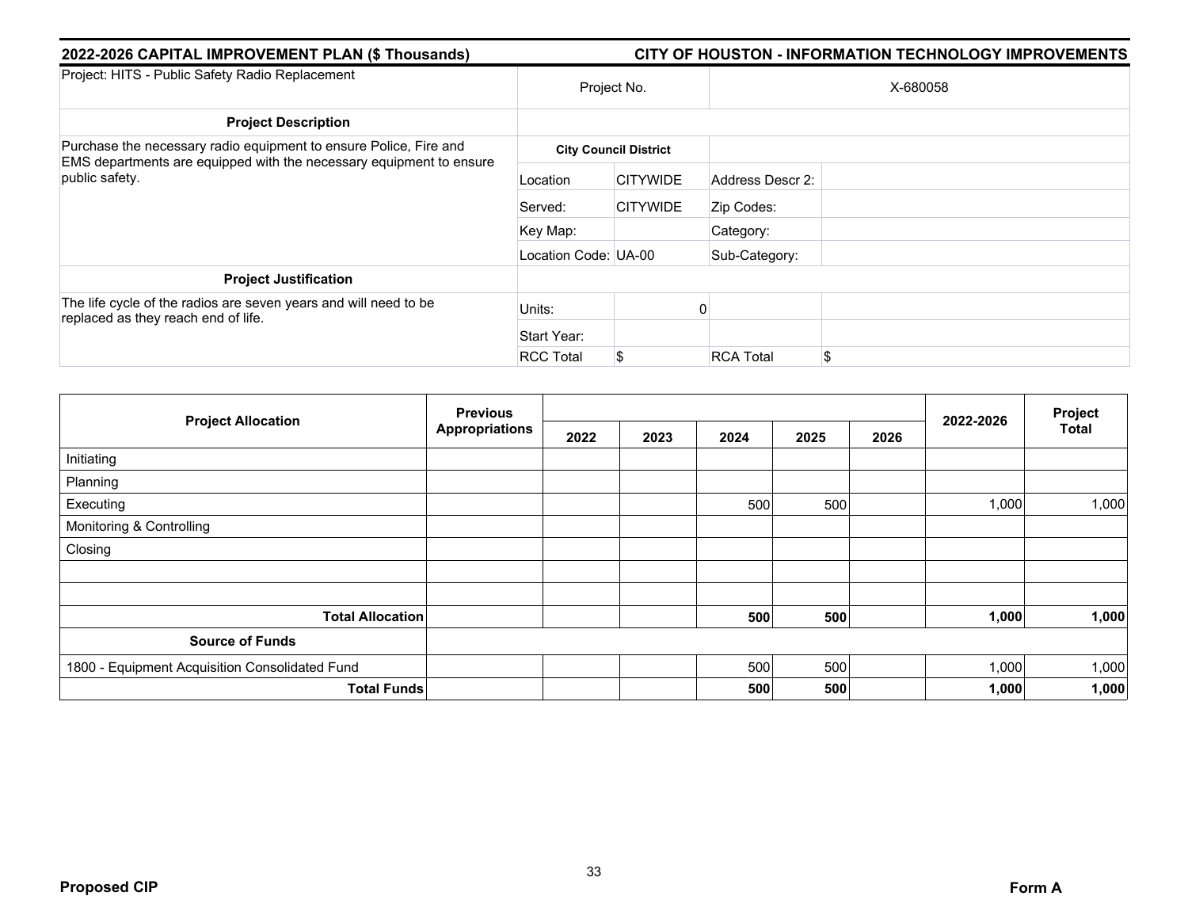**2022-2026 CAPITAL IMPROVEMENT PLAN ($ Thousands)** — **CITY OF HOUSTON - INFORMATION TECHNOLOGY IMPROVEMENTS**

| Project: HITS - Public Safety Radio Replacement | Project No. | | X-680058 | |
|---|---|---|---|---|
| **Project Description** | | | | |
| Purchase the necessary radio equipment to ensure Police, Fire and EMS departments are equipped with the necessary equipment to ensure public safety. | **City Council District** | | | |
| | Location | CITYWIDE | Address Descr 2: | |
| | Served: | CITYWIDE | Zip Codes: | |
| | Key Map: | | Category: | |
| | Location Code: | UA-00 | Sub-Category: | |
| **Project Justification** | | | | |
| The life cycle of the radios are seven years and will need to be replaced as they reach end of life. | Units: | 0 | | |
| | Start Year: | | | |
| | RCC Total | $ | RCA Total | $ |

| Project Allocation | Previous Appropriations | 2022 | 2023 | 2024 | 2025 | 2026 | 2022-2026 | Project Total |
|---|---|---|---|---|---|---|---|---|
| Initiating | | | | | | | | |
| Planning | | | | | | | | |
| Executing | | | | 500 | 500 | | 1,000 | 1,000 |
| Monitoring & Controlling | | | | | | | | |
| Closing | | | | | | | | |
| | | | | | | | | |
| | | | | | | | | |
| **Total Allocation** | | | | **500** | **500** | | **1,000** | **1,000** |
| **Source of Funds** | | | | | | | | |
| 1800 - Equipment Acquisition Consolidated Fund | | | | 500 | 500 | | 1,000 | 1,000 |
| **Total Funds** | | | | **500** | **500** | | **1,000** | **1,000** |

**Proposed CIP** — **Form A**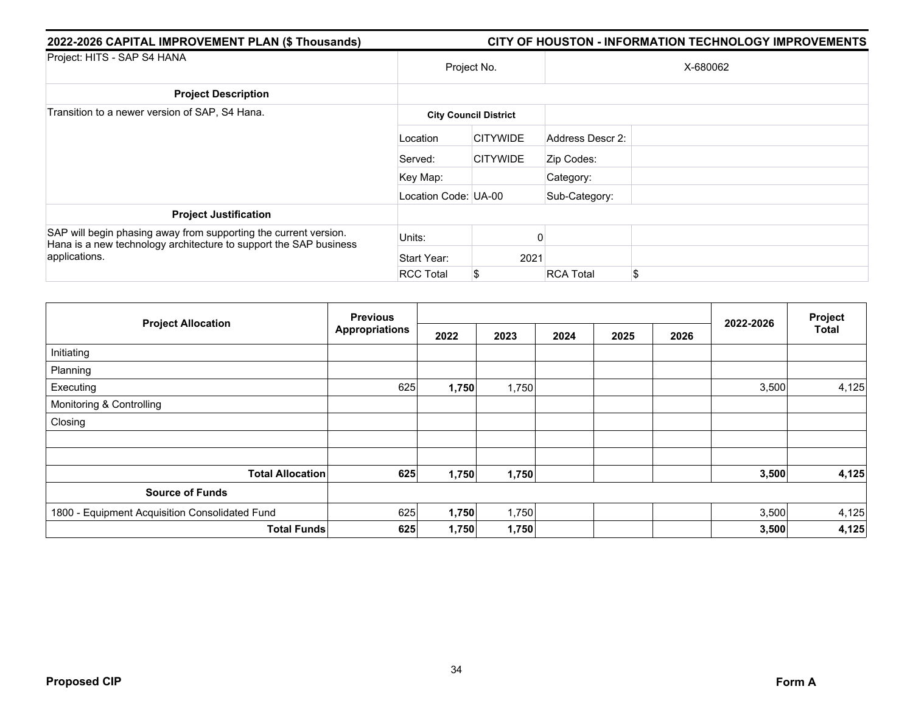**2022-2026 CAPITAL IMPROVEMENT PLAN ($ Thousands)** — **CITY OF HOUSTON - INFORMATION TECHNOLOGY IMPROVEMENTS**

| Project: HITS - SAP S4 HANA | Project No. | | X-680062 | |
|---|---|---|---|---|
| **Project Description** | | | | |
| Transition to a newer version of SAP, S4 Hana. | **City Council District** | | | |
| | Location | CITYWIDE | Address Descr 2: | |
| | Served: | CITYWIDE | Zip Codes: | |
| | Key Map: | | Category: | |
| | Location Code: UA-00 | | Sub-Category: | |
| **Project Justification** | | | | |
| SAP will begin phasing away from supporting the current version. Hana is a new technology architecture to support the SAP business applications. | Units: | 0 | | |
| | Start Year: | 2021 | | |
| | RCC Total | $ | RCA Total | $ |

| Project Allocation | Previous Appropriations | 2022 | 2023 | 2024 | 2025 | 2026 | 2022-2026 | Project Total |
|---|---|---|---|---|---|---|---|---|
| Initiating | | | | | | | | |
| Planning | | | | | | | | |
| Executing | 625 | **1,750** | 1,750 | | | | 3,500 | 4,125 |
| Monitoring & Controlling | | | | | | | | |
| Closing | | | | | | | | |
| | | | | | | | | |
| | | | | | | | | |
| **Total Allocation** | **625** | **1,750** | **1,750** | | | | **3,500** | **4,125** |
| **Source of Funds** | | | | | | | | |
| 1800 - Equipment Acquisition Consolidated Fund | 625 | **1,750** | 1,750 | | | | 3,500 | 4,125 |
| **Total Funds** | **625** | **1,750** | **1,750** | | | | **3,500** | **4,125** |

**Proposed CIP** — **Form A**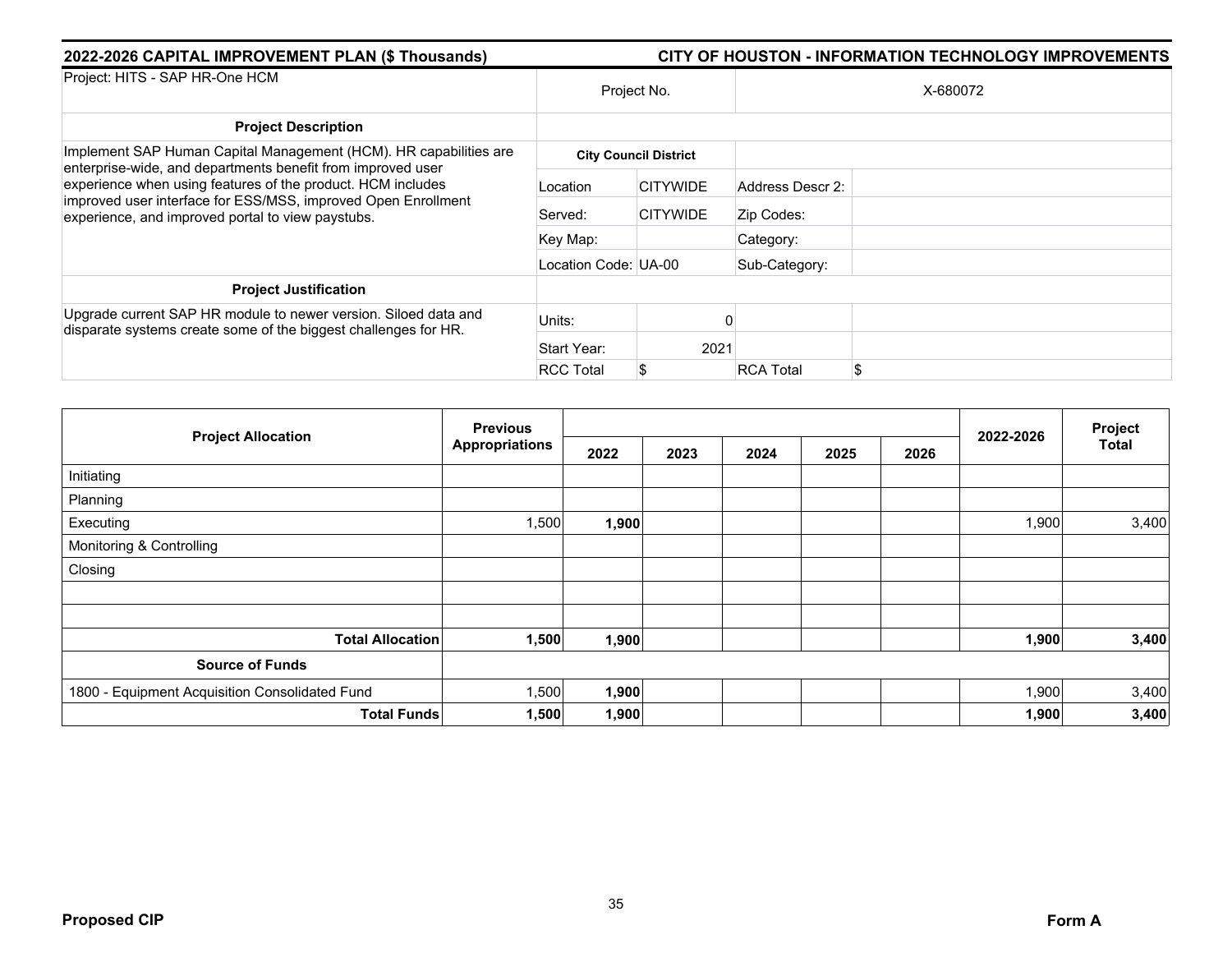**2022-2026 CAPITAL IMPROVEMENT PLAN ($ Thousands)** | **CITY OF HOUSTON - INFORMATION TECHNOLOGY IMPROVEMENTS**

| Project: HITS - SAP HR-One HCM | Project No. | | X-680072 | |
|---|---|---|---|---|
| **Project Description** | | | | |
| Implement SAP Human Capital Management (HCM). HR capabilities are enterprise-wide, and departments benefit from improved user experience when using features of the product. HCM includes improved user interface for ESS/MSS, improved Open Enrollment experience, and improved portal to view paystubs. | **City Council District** | | | |
| | Location | CITYWIDE | Address Descr 2: | |
| | Served: | CITYWIDE | Zip Codes: | |
| | Key Map: | | Category: | |
| | Location Code: | UA-00 | Sub-Category: | |
| **Project Justification** | | | | |
| Upgrade current SAP HR module to newer version. Siloed data and disparate systems create some of the biggest challenges for HR. | Units: | 0 | | |
| | Start Year: | 2021 | | |
| | RCC Total | $ | RCA Total | $ |

| Project Allocation | Previous Appropriations | 2022 | 2023 | 2024 | 2025 | 2026 | 2022-2026 | Project Total |
|---|---|---|---|---|---|---|---|---|
| Initiating | | | | | | | | |
| Planning | | | | | | | | |
| Executing | 1,500 | **1,900** | | | | | 1,900 | 3,400 |
| Monitoring & Controlling | | | | | | | | |
| Closing | | | | | | | | |
| | | | | | | | | |
| | | | | | | | | |
| **Total Allocation** | **1,500** | **1,900** | | | | | **1,900** | **3,400** |
| **Source of Funds** | | | | | | | | |
| 1800 - Equipment Acquisition Consolidated Fund | 1,500 | **1,900** | | | | | 1,900 | 3,400 |
| **Total Funds** | **1,500** | **1,900** | | | | | **1,900** | **3,400** |

**Proposed CIP** | **Form A**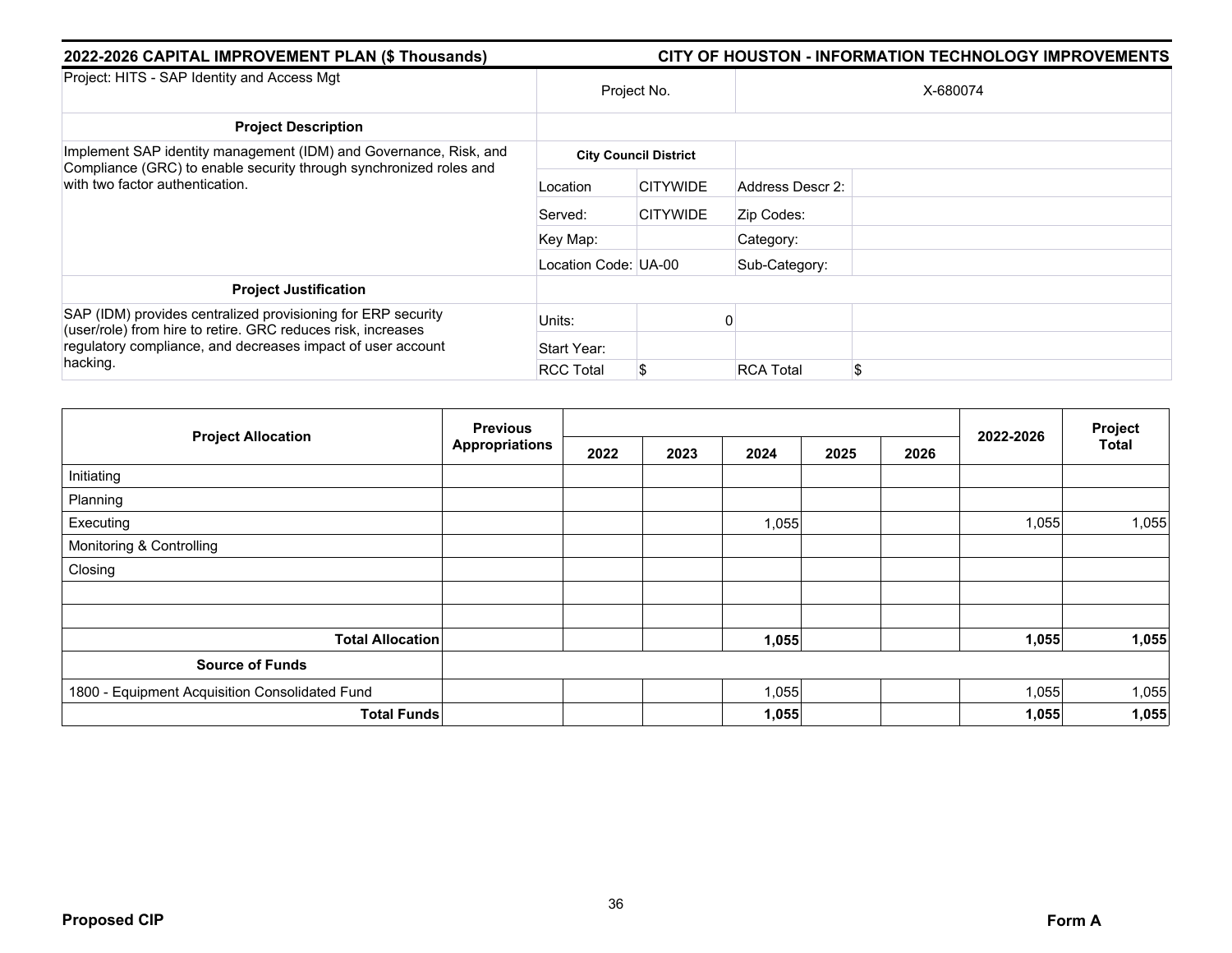## 2022-2026 CAPITAL IMPROVEMENT PLAN ($ Thousands)

## CITY OF HOUSTON - INFORMATION TECHNOLOGY IMPROVEMENTS

| Project: HITS - SAP Identity and Access Mgt | Project No. | | X-680074 | |
|---|---|---|---|---|
| **Project Description** | | | | |
| Implement SAP identity management (IDM) and Governance, Risk, and Compliance (GRC) to enable security through synchronized roles and with two factor authentication. | **City Council District** | | | |
| | Location | CITYWIDE | Address Descr 2: | |
| | Served: | CITYWIDE | Zip Codes: | |
| | Key Map: | | Category: | |
| | Location Code: | UA-00 | Sub-Category: | |
| **Project Justification** | | | | |
| SAP (IDM) provides centralized provisioning for ERP security (user/role) from hire to retire. GRC reduces risk, increases regulatory compliance, and decreases impact of user account hacking. | Units: | 0 | | |
| | Start Year: | | | |
| | RCC Total | $ | RCA Total | $ |

| Project Allocation | Previous Appropriations | 2022 | 2023 | 2024 | 2025 | 2026 | 2022-2026 | Project Total |
|---|---|---|---|---|---|---|---|---|
| Initiating | | | | | | | | |
| Planning | | | | | | | | |
| Executing | | | | 1,055 | | | 1,055 | 1,055 |
| Monitoring & Controlling | | | | | | | | |
| Closing | | | | | | | | |
| | | | | | | | | |
| | | | | | | | | |
| **Total Allocation** | | | | **1,055** | | | **1,055** | **1,055** |
| **Source of Funds** | | | | | | | | |
| 1800 - Equipment Acquisition Consolidated Fund | | | | 1,055 | | | 1,055 | 1,055 |
| **Total Funds** | | | | **1,055** | | | **1,055** | **1,055** |

**Proposed CIP** **Form A**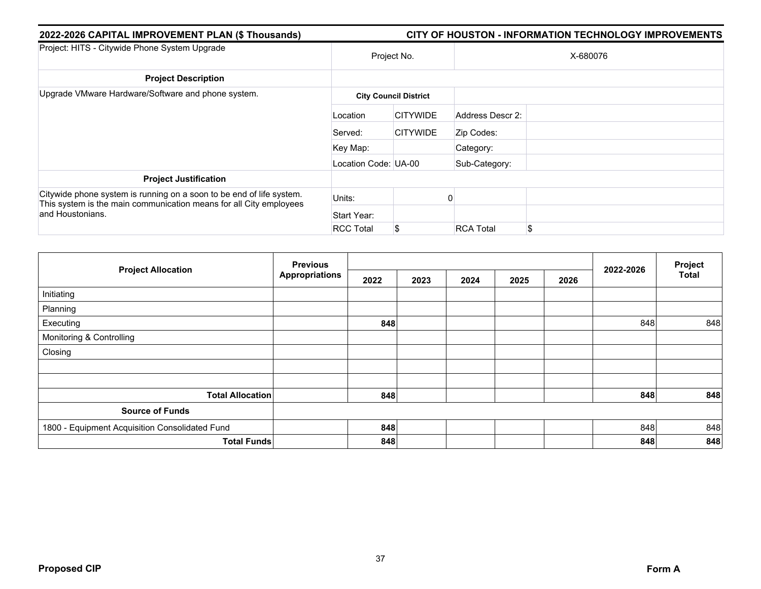## 2022-2026 CAPITAL IMPROVEMENT PLAN ($ Thousands) — CITY OF HOUSTON - INFORMATION TECHNOLOGY IMPROVEMENTS

| Project: HITS - Citywide Phone System Upgrade | Project No. | | X-680076 | |
|---|---|---|---|---|
| **Project Description** | | | | |
| Upgrade VMware Hardware/Software and phone system. | **City Council District** | | | |
| | Location | CITYWIDE | Address Descr 2: | |
| | Served: | CITYWIDE | Zip Codes: | |
| | Key Map: | | Category: | |
| | Location Code: | UA-00 | Sub-Category: | |
| **Project Justification** | | | | |
| Citywide phone system is running on a soon to be end of life system. This system is the main communication means for all City employees and Houstonians. | Units: | 0 | | |
| | Start Year: | | | |
| | RCC Total | $ | RCA Total | $ |

| Project Allocation | Previous Appropriations | 2022 | 2023 | 2024 | 2025 | 2026 | 2022-2026 | Project Total |
|---|---|---|---|---|---|---|---|---|
| Initiating | | | | | | | | |
| Planning | | | | | | | | |
| Executing | | **848** | | | | | 848 | 848 |
| Monitoring & Controlling | | | | | | | | |
| Closing | | | | | | | | |
| | | | | | | | | |
| | | | | | | | | |
| **Total Allocation** | | **848** | | | | | **848** | **848** |
| **Source of Funds** | | | | | | | | |
| 1800 - Equipment Acquisition Consolidated Fund | | **848** | | | | | 848 | 848 |
| **Total Funds** | | **848** | | | | | **848** | **848** |

**Proposed CIP** — **Form A**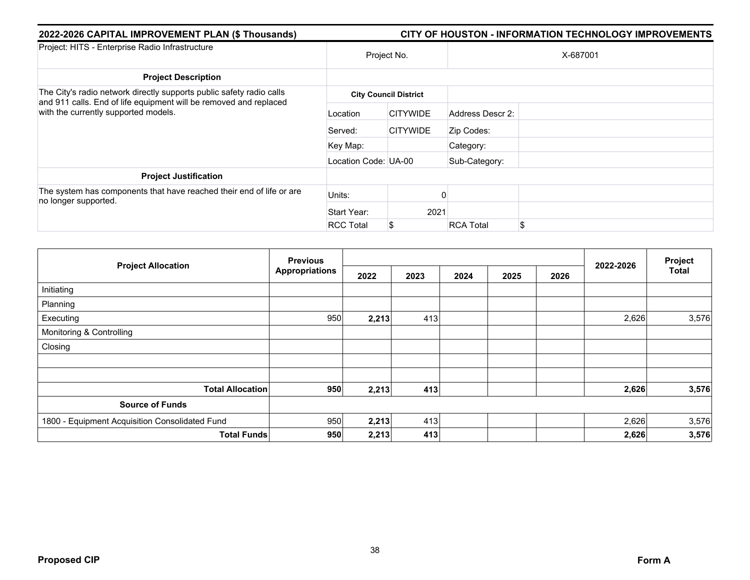**2022-2026 CAPITAL IMPROVEMENT PLAN ($ Thousands)** **CITY OF HOUSTON - INFORMATION TECHNOLOGY IMPROVEMENTS**

| Project: HITS - Enterprise Radio Infrastructure | Project No. | | X-687001 | |
|---|---|---|---|---|
| **Project Description** | | | | |
| The City's radio network directly supports public safety radio calls and 911 calls. End of life equipment will be removed and replaced with the currently supported models. | **City Council District** | | | |
| | Location | CITYWIDE | Address Descr 2: | |
| | Served: | CITYWIDE | Zip Codes: | |
| | Key Map: | | Category: | |
| | Location Code: | UA-00 | Sub-Category: | |
| **Project Justification** | | | | |
| The system has components that have reached their end of life or are no longer supported. | Units: | 0 | | |
| | Start Year: | 2021 | | |
| | RCC Total | $ | RCA Total | $ |

| Project Allocation | Previous Appropriations | 2022 | 2023 | 2024 | 2025 | 2026 | 2022-2026 | Project Total |
|---|---|---|---|---|---|---|---|---|
| Initiating | | | | | | | | |
| Planning | | | | | | | | |
| Executing | 950 | **2,213** | 413 | | | | 2,626 | 3,576 |
| Monitoring & Controlling | | | | | | | | |
| Closing | | | | | | | | |
| | | | | | | | | |
| | | | | | | | | |
| **Total Allocation** | **950** | **2,213** | **413** | | | | **2,626** | **3,576** |
| **Source of Funds** | | | | | | | | |
| 1800 - Equipment Acquisition Consolidated Fund | 950 | **2,213** | 413 | | | | 2,626 | 3,576 |
| **Total Funds** | **950** | **2,213** | **413** | | | | **2,626** | **3,576** |

**Proposed CIP** **Form A**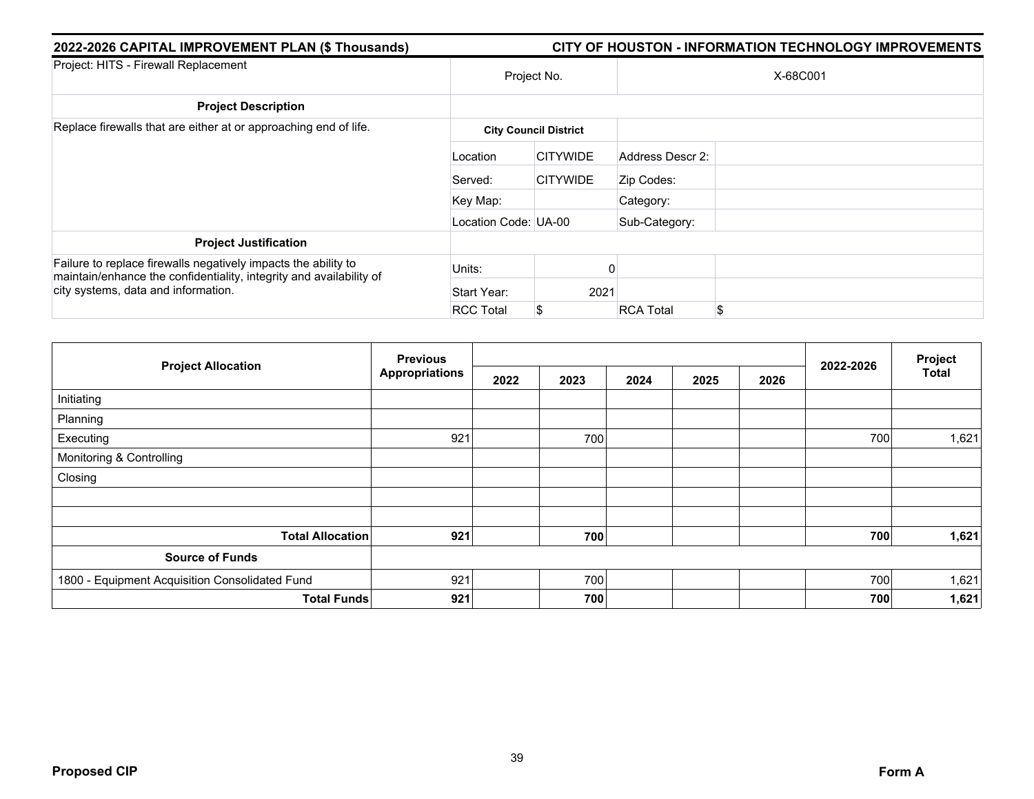**2022-2026 CAPITAL IMPROVEMENT PLAN ($ Thousands)** | **CITY OF HOUSTON - INFORMATION TECHNOLOGY IMPROVEMENTS**

| Project: HITS - Firewall Replacement | Project No. | | X-68C001 | |
|---|---|---|---|---|
| **Project Description** | | | | |
| Replace firewalls that are either at or approaching end of life. | **City Council District** | | | |
| | Location | CITYWIDE | Address Descr 2: | |
| | Served: | CITYWIDE | Zip Codes: | |
| | Key Map: | | Category: | |
| | Location Code: UA-00 | | Sub-Category: | |
| **Project Justification** | | | | |
| Failure to replace firewalls negatively impacts the ability to maintain/enhance the confidentiality, integrity and availability of city systems, data and information. | Units: | 0 | | |
| | Start Year: | 2021 | | |
| | RCC Total | $ | RCA Total | $ |

| Project Allocation | Previous Appropriations | 2022 | 2023 | 2024 | 2025 | 2026 | 2022-2026 | Project Total |
|---|---|---|---|---|---|---|---|---|
| Initiating | | | | | | | | |
| Planning | | | | | | | | |
| Executing | 921 | | 700 | | | | 700 | 1,621 |
| Monitoring & Controlling | | | | | | | | |
| Closing | | | | | | | | |
| | | | | | | | | |
| | | | | | | | | |
| **Total Allocation** | **921** | | **700** | | | | **700** | **1,621** |
| **Source of Funds** | | | | | | | | |
| 1800 - Equipment Acquisition Consolidated Fund | 921 | | 700 | | | | 700 | 1,621 |
| **Total Funds** | **921** | | **700** | | | | **700** | **1,621** |

**Proposed CIP** **Form A**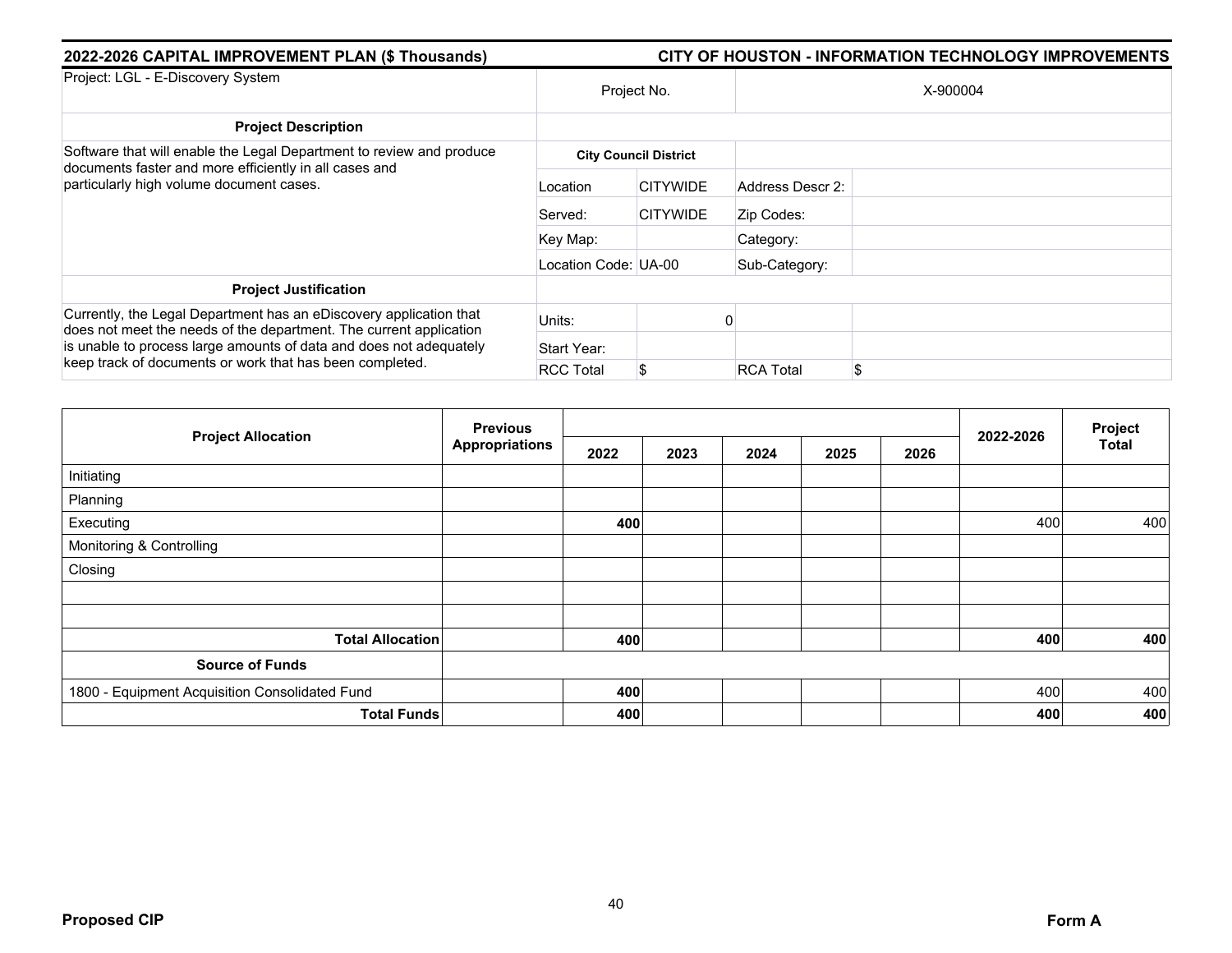## 2022-2026 CAPITAL IMPROVEMENT PLAN ($ Thousands)

## CITY OF HOUSTON - INFORMATION TECHNOLOGY IMPROVEMENTS

| Project: LGL - E-Discovery System | Project No. | | X-900004 | |
|---|---|---|---|---|
| **Project Description** | | | | |
| Software that will enable the Legal Department to review and produce documents faster and more efficiently in all cases and particularly high volume document cases. | **City Council District** | | | |
| | Location | CITYWIDE | Address Descr 2: | |
| | Served: | CITYWIDE | Zip Codes: | |
| | Key Map: | | Category: | |
| | Location Code: | UA-00 | Sub-Category: | |
| **Project Justification** | | | | |
| Currently, the Legal Department has an eDiscovery application that does not meet the needs of the department. The current application is unable to process large amounts of data and does not adequately keep track of documents or work that has been completed. | Units: | 0 | | |
| | Start Year: | | | |
| | RCC Total | $ | RCA Total | $ |

| Project Allocation | Previous Appropriations | 2022 | 2023 | 2024 | 2025 | 2026 | 2022-2026 | Project Total |
|---|---|---|---|---|---|---|---|---|
| Initiating | | | | | | | | |
| Planning | | | | | | | | |
| Executing | | **400** | | | | | 400 | 400 |
| Monitoring & Controlling | | | | | | | | |
| Closing | | | | | | | | |
| | | | | | | | | |
| | | | | | | | | |
| **Total Allocation** | | **400** | | | | | **400** | **400** |
| **Source of Funds** | | | | | | | | |
| 1800 - Equipment Acquisition Consolidated Fund | | **400** | | | | | 400 | 400 |
| **Total Funds** | | **400** | | | | | **400** | **400** |

**Proposed CIP** **Form A**